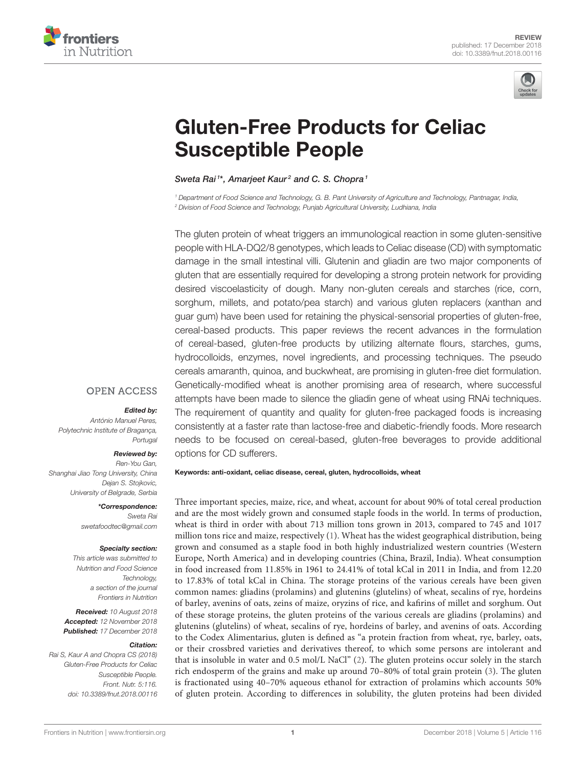REVIEW
published: 17 December 2018
doi: 10.3389/fnut.2018.00116

# Gluten-Free Products for Celiac Susceptible People

*Sweta Rai[1]\*, Amarjeet Kaur[2] and C. S. Chopra[1]*

[1] *Department of Food Science and Technology, G. B. Pant University of Agriculture and Technology, Pantnagar, India,*
[2] *Division of Food Science and Technology, Punjab Agricultural University, Ludhiana, India*

The gluten protein of wheat triggers an immunological reaction in some gluten-sensitive people with HLA-DQ2/8 genotypes, which leads to Celiac disease (CD) with symptomatic damage in the small intestinal villi. Glutenin and gliadin are two major components of gluten that are essentially required for developing a strong protein network for providing desired viscoelasticity of dough. Many non-gluten cereals and starches (rice, corn, sorghum, millets, and potato/pea starch) and various gluten replacers (xanthan and guar gum) have been used for retaining the physical-sensorial properties of gluten-free, cereal-based products. This paper reviews the recent advances in the formulation of cereal-based, gluten-free products by utilizing alternate flours, starches, gums, hydrocolloids, enzymes, novel ingredients, and processing techniques. The pseudo cereals amaranth, quinoa, and buckwheat, are promising in gluten-free diet formulation. Genetically-modified wheat is another promising area of research, where successful attempts have been made to silence the gliadin gene of wheat using RNAi techniques. The requirement of quantity and quality for gluten-free packaged foods is increasing consistently at a faster rate than lactose-free and diabetic-friendly foods. More research needs to be focused on cereal-based, gluten-free beverages to provide additional options for CD sufferers.

**Keywords: anti-oxidant, celiac disease, cereal, gluten, hydrocolloids, wheat**

OPEN ACCESS

***Edited by:***
*António Manuel Peres, Polytechnic Institute of Bragança, Portugal*

***Reviewed by:***
*Ren-You Gan, Shanghai Jiao Tong University, China*
*Dejan S. Stojkovic, University of Belgrade, Serbia*

***\*Correspondence:***
*Sweta Rai*
*swetafoodtec@gmail.com*

***Specialty section:***
*This article was submitted to Nutrition and Food Science Technology, a section of the journal Frontiers in Nutrition*

***Received:*** *10 August 2018*
***Accepted:*** *12 November 2018*
***Published:*** *17 December 2018*

***Citation:***
*Rai S, Kaur A and Chopra CS (2018) Gluten-Free Products for Celiac Susceptible People. Front. Nutr. 5:116. doi: 10.3389/fnut.2018.00116*

Three important species, maize, rice, and wheat, account for about 90% of total cereal production and are the most widely grown and consumed staple foods in the world. In terms of production, wheat is third in order with about 713 million tons grown in 2013, compared to 745 and 1017 million tons rice and maize, respectively (1). Wheat has the widest geographical distribution, being grown and consumed as a staple food in both highly industrialized western countries (Western Europe, North America) and in developing countries (China, Brazil, India). Wheat consumption in food increased from 11.85% in 1961 to 24.41% of total kCal in 2011 in India, and from 12.20 to 17.83% of total kCal in China. The storage proteins of the various cereals have been given common names: gliadins (prolamins) and glutenins (glutelins) of wheat, secalins of rye, hordeins of barley, avenins of oats, zeins of maize, oryzins of rice, and kafirins of millet and sorghum. Out of these storage proteins, the gluten proteins of the various cereals are gliadins (prolamins) and glutenins (glutelins) of wheat, secalins of rye, hordeins of barley, and avenins of oats. According to the Codex Alimentarius, gluten is defined as "a protein fraction from wheat, rye, barley, oats, or their crossbred varieties and derivatives thereof, to which some persons are intolerant and that is insoluble in water and 0.5 mol/L NaCl" (2). The gluten proteins occur solely in the starch rich endosperm of the grains and make up around 70–80% of total grain protein (3). The gluten is fractionated using 40–70% aqueous ethanol for extraction of prolamins which accounts 50% of gluten protein. According to differences in solubility, the gluten proteins had been divided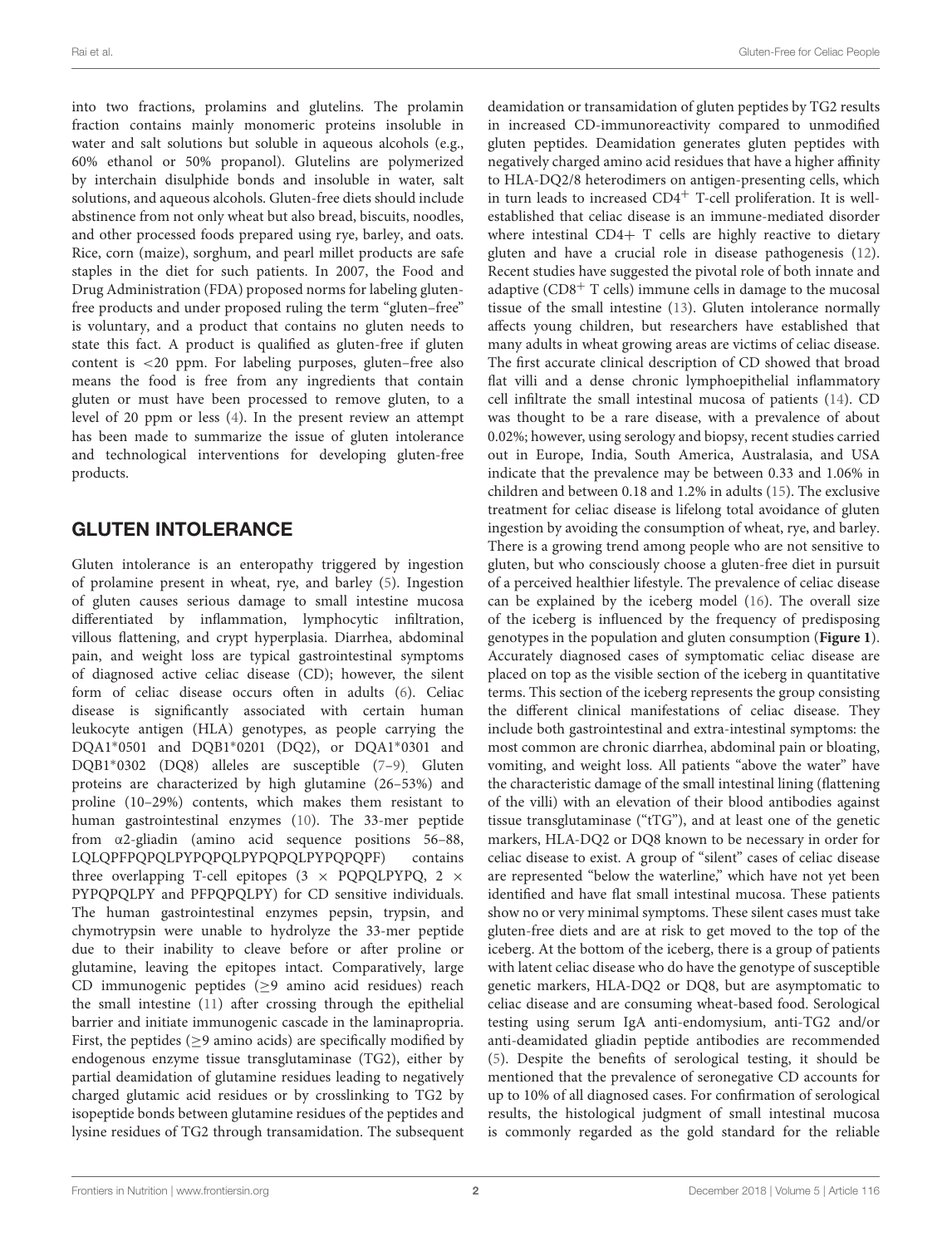into two fractions, prolamins and glutelins. The prolamin fraction contains mainly monomeric proteins insoluble in water and salt solutions but soluble in aqueous alcohols (e.g., 60% ethanol or 50% propanol). Glutelins are polymerized by interchain disulphide bonds and insoluble in water, salt solutions, and aqueous alcohols. Gluten-free diets should include abstinence from not only wheat but also bread, biscuits, noodles, and other processed foods prepared using rye, barley, and oats. Rice, corn (maize), sorghum, and pearl millet products are safe staples in the diet for such patients. In 2007, the Food and Drug Administration (FDA) proposed norms for labeling gluten-free products and under proposed ruling the term "gluten–free" is voluntary, and a product that contains no gluten needs to state this fact. A product is qualified as gluten-free if gluten content is <20 ppm. For labeling purposes, gluten–free also means the food is free from any ingredients that contain gluten or must have been processed to remove gluten, to a level of 20 ppm or less (4). In the present review an attempt has been made to summarize the issue of gluten intolerance and technological interventions for developing gluten-free products.

## GLUTEN INTOLERANCE

Gluten intolerance is an enteropathy triggered by ingestion of prolamine present in wheat, rye, and barley (5). Ingestion of gluten causes serious damage to small intestine mucosa differentiated by inflammation, lymphocytic infiltration, villous flattening, and crypt hyperplasia. Diarrhea, abdominal pain, and weight loss are typical gastrointestinal symptoms of diagnosed active celiac disease (CD); however, the silent form of celiac disease occurs often in adults (6). Celiac disease is significantly associated with certain human leukocyte antigen (HLA) genotypes, as people carrying the DQA1*0501 and DQB1*0201 (DQ2), or DQA1*0301 and DQB1*0302 (DQ8) alleles are susceptible (7–9). Gluten proteins are characterized by high glutamine (26–53%) and proline (10–29%) contents, which makes them resistant to human gastrointestinal enzymes (10). The 33-mer peptide from α2-gliadin (amino acid sequence positions 56–88, LQLQPFPQPQLPYPQPQLPYPQPQLPYPQPQPF) contains three overlapping T-cell epitopes (3 × PQPQLPYPQ, 2 × PYPQPQLPY and PFPQPQLPY) for CD sensitive individuals. The human gastrointestinal enzymes pepsin, trypsin, and chymotrypsin were unable to hydrolyze the 33-mer peptide due to their inability to cleave before or after proline or glutamine, leaving the epitopes intact. Comparatively, large CD immunogenic peptides (≥9 amino acid residues) reach the small intestine (11) after crossing through the epithelial barrier and initiate immunogenic cascade in the laminapropria. First, the peptides (≥9 amino acids) are specifically modified by endogenous enzyme tissue transglutaminase (TG2), either by partial deamidation of glutamine residues leading to negatively charged glutamic acid residues or by crosslinking to TG2 by isopeptide bonds between glutamine residues of the peptides and lysine residues of TG2 through transamidation. The subsequent deamidation or transamidation of gluten peptides by TG2 results in increased CD-immunoreactivity compared to unmodified gluten peptides. Deamidation generates gluten peptides with negatively charged amino acid residues that have a higher affinity to HLA-DQ2/8 heterodimers on antigen-presenting cells, which in turn leads to increased $CD4^{+}$ T-cell proliferation. It is well-established that celiac disease is an immune-mediated disorder where intestinal CD4+ T cells are highly reactive to dietary gluten and have a crucial role in disease pathogenesis (12). Recent studies have suggested the pivotal role of both innate and adaptive ($CD8^{+}$ T cells) immune cells in damage to the mucosal tissue of the small intestine (13). Gluten intolerance normally affects young children, but researchers have established that many adults in wheat growing areas are victims of celiac disease. The first accurate clinical description of CD showed that broad flat villi and a dense chronic lymphoepithelial inflammatory cell infiltrate the small intestinal mucosa of patients (14). CD was thought to be a rare disease, with a prevalence of about 0.02%; however, using serology and biopsy, recent studies carried out in Europe, India, South America, Australasia, and USA indicate that the prevalence may be between 0.33 and 1.06% in children and between 0.18 and 1.2% in adults (15). The exclusive treatment for celiac disease is lifelong total avoidance of gluten ingestion by avoiding the consumption of wheat, rye, and barley. There is a growing trend among people who are not sensitive to gluten, but who consciously choose a gluten-free diet in pursuit of a perceived healthier lifestyle. The prevalence of celiac disease can be explained by the iceberg model (16). The overall size of the iceberg is influenced by the frequency of predisposing genotypes in the population and gluten consumption (**Figure 1**). Accurately diagnosed cases of symptomatic celiac disease are placed on top as the visible section of the iceberg in quantitative terms. This section of the iceberg represents the group consisting the different clinical manifestations of celiac disease. They include both gastrointestinal and extra-intestinal symptoms: the most common are chronic diarrhea, abdominal pain or bloating, vomiting, and weight loss. All patients "above the water" have the characteristic damage of the small intestinal lining (flattening of the villi) with an elevation of their blood antibodies against tissue transglutaminase ("tTG"), and at least one of the genetic markers, HLA-DQ2 or DQ8 known to be necessary in order for celiac disease to exist. A group of "silent" cases of celiac disease are represented "below the waterline," which have not yet been identified and have flat small intestinal mucosa. These patients show no or very minimal symptoms. These silent cases must take gluten-free diets and are at risk to get moved to the top of the iceberg. At the bottom of the iceberg, there is a group of patients with latent celiac disease who do have the genotype of susceptible genetic markers, HLA-DQ2 or DQ8, but are asymptomatic to celiac disease and are consuming wheat-based food. Serological testing using serum IgA anti-endomysium, anti-TG2 and/or anti-deamidated gliadin peptide antibodies are recommended (5). Despite the benefits of serological testing, it should be mentioned that the prevalence of seronegative CD accounts for up to 10% of all diagnosed cases. For confirmation of serological results, the histological judgment of small intestinal mucosa is commonly regarded as the gold standard for the reliable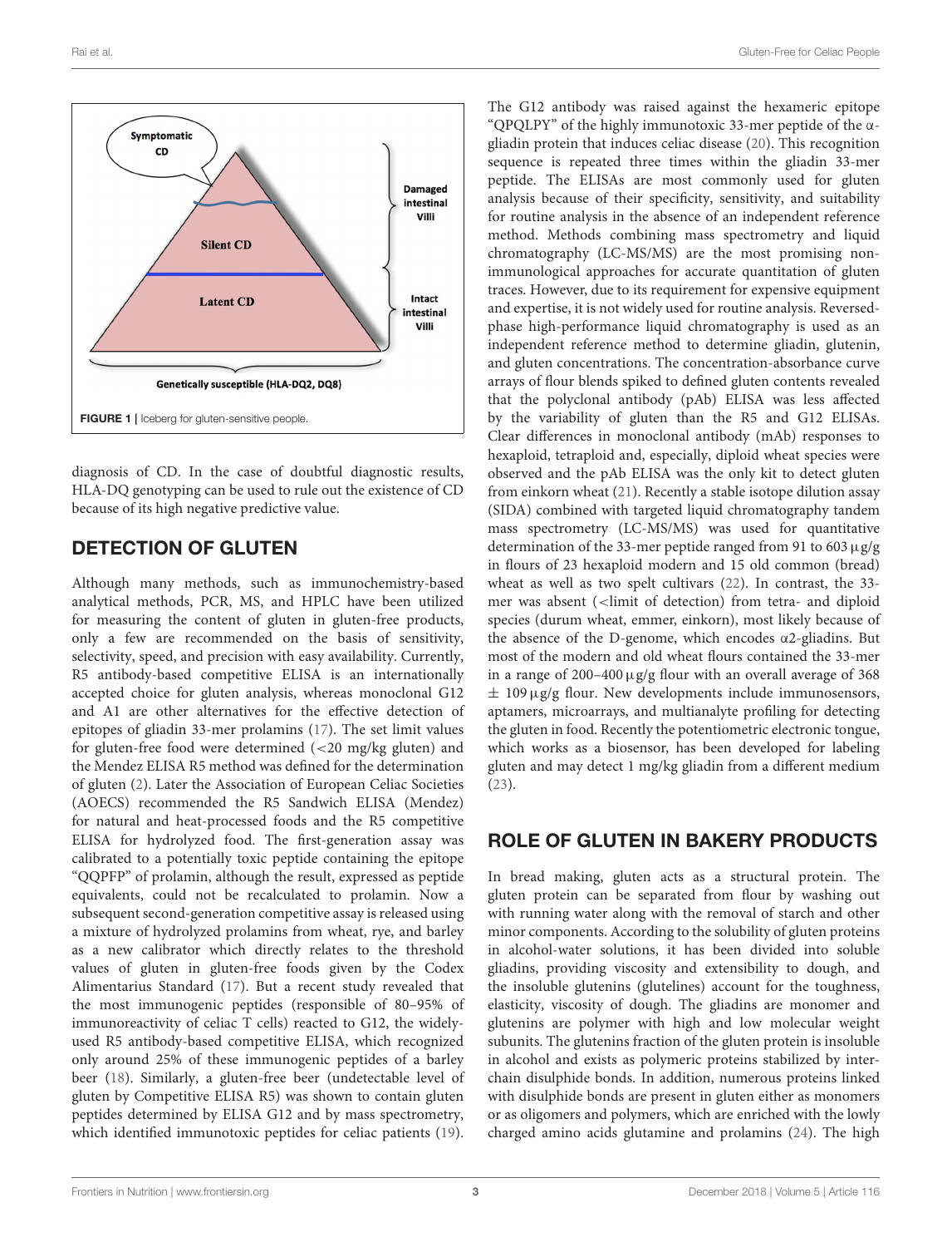FIGURE 1 | Iceberg for gluten-sensitive people.

diagnosis of CD. In the case of doubtful diagnostic results, HLA-DQ genotyping can be used to rule out the existence of CD because of its high negative predictive value.

## DETECTION OF GLUTEN

Although many methods, such as immunochemistry-based analytical methods, PCR, MS, and HPLC have been utilized for measuring the content of gluten in gluten-free products, only a few are recommended on the basis of sensitivity, selectivity, speed, and precision with easy availability. Currently, R5 antibody-based competitive ELISA is an internationally accepted choice for gluten analysis, whereas monoclonal G12 and A1 are other alternatives for the effective detection of epitopes of gliadin 33-mer prolamins (17). The set limit values for gluten-free food were determined (<20 mg/kg gluten) and the Mendez ELISA R5 method was defined for the determination of gluten (2). Later the Association of European Celiac Societies (AOECS) recommended the R5 Sandwich ELISA (Mendez) for natural and heat-processed foods and the R5 competitive ELISA for hydrolyzed food. The first-generation assay was calibrated to a potentially toxic peptide containing the epitope "QQPFP" of prolamin, although the result, expressed as peptide equivalents, could not be recalculated to prolamin. Now a subsequent second-generation competitive assay is released using a mixture of hydrolyzed prolamins from wheat, rye, and barley as a new calibrator which directly relates to the threshold values of gluten in gluten-free foods given by the Codex Alimentarius Standard (17). But a recent study revealed that the most immunogenic peptides (responsible of 80–95% of immunoreactivity of celiac T cells) reacted to G12, the widely-used R5 antibody-based competitive ELISA, which recognized only around 25% of these immunogenic peptides of a barley beer (18). Similarly, a gluten-free beer (undetectable level of gluten by Competitive ELISA R5) was shown to contain gluten peptides determined by ELISA G12 and by mass spectrometry, which identified immunotoxic peptides for celiac patients (19).

The G12 antibody was raised against the hexameric epitope "QPQLPY" of the highly immunotoxic 33-mer peptide of the α-gliadin protein that induces celiac disease (20). This recognition sequence is repeated three times within the gliadin 33-mer peptide. The ELISAs are most commonly used for gluten analysis because of their specificity, sensitivity, and suitability for routine analysis in the absence of an independent reference method. Methods combining mass spectrometry and liquid chromatography (LC-MS/MS) are the most promising non-immunological approaches for accurate quantitation of gluten traces. However, due to its requirement for expensive equipment and expertise, it is not widely used for routine analysis. Reversed-phase high-performance liquid chromatography is used as an independent reference method to determine gliadin, glutenin, and gluten concentrations. The concentration-absorbance curve arrays of flour blends spiked to defined gluten contents revealed that the polyclonal antibody (pAb) ELISA was less affected by the variability of gluten than the R5 and G12 ELISAs. Clear differences in monoclonal antibody (mAb) responses to hexaploid, tetraploid and, especially, diploid wheat species were observed and the pAb ELISA was the only kit to detect gluten from einkorn wheat (21). Recently a stable isotope dilution assay (SIDA) combined with targeted liquid chromatography tandem mass spectrometry (LC-MS/MS) was used for quantitative determination of the 33-mer peptide ranged from 91 to 603 μg/g in flours of 23 hexaploid modern and 15 old common (bread) wheat as well as two spelt cultivars (22). In contrast, the 33-mer was absent (<limit of detection) from tetra- and diploid species (durum wheat, emmer, einkorn), most likely because of the absence of the D-genome, which encodes α2-gliadins. But most of the modern and old wheat flours contained the 33-mer in a range of 200–400 μg/g flour with an overall average of 368 ± 109 μg/g flour. New developments include immunosensors, aptamers, microarrays, and multianalyte profiling for detecting the gluten in food. Recently the potentiometric electronic tongue, which works as a biosensor, has been developed for labeling gluten and may detect 1 mg/kg gliadin from a different medium (23).

## ROLE OF GLUTEN IN BAKERY PRODUCTS

In bread making, gluten acts as a structural protein. The gluten protein can be separated from flour by washing out with running water along with the removal of starch and other minor components. According to the solubility of gluten proteins in alcohol-water solutions, it has been divided into soluble gliadins, providing viscosity and extensibility to dough, and the insoluble glutenins (glutelines) account for the toughness, elasticity, viscosity of dough. The gliadins are monomer and glutenins are polymer with high and low molecular weight subunits. The glutenins fraction of the gluten protein is insoluble in alcohol and exists as polymeric proteins stabilized by inter-chain disulphide bonds. In addition, numerous proteins linked with disulphide bonds are present in gluten either as monomers or as oligomers and polymers, which are enriched with the lowly charged amino acids glutamine and prolamins (24). The high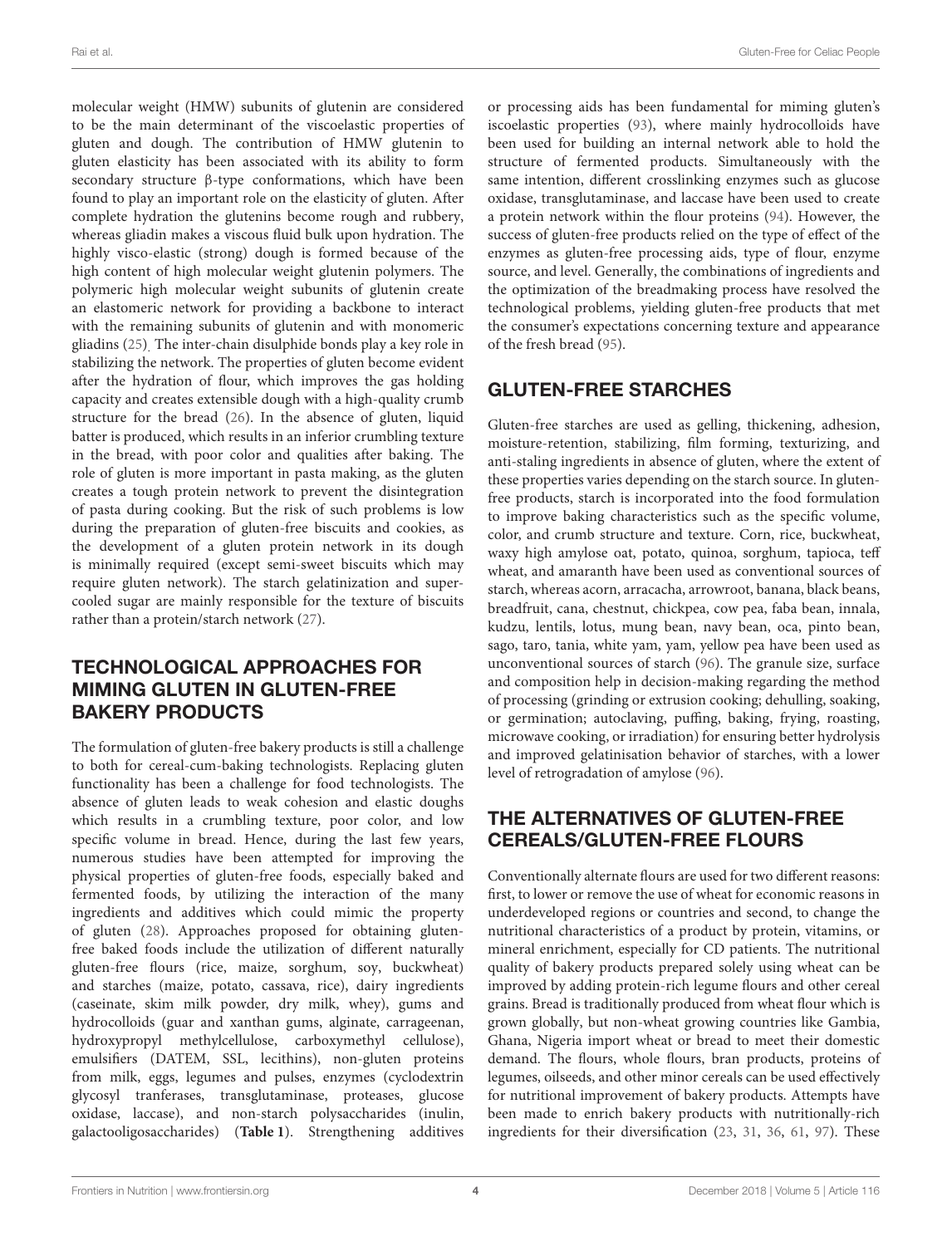molecular weight (HMW) subunits of glutenin are considered to be the main determinant of the viscoelastic properties of gluten and dough. The contribution of HMW glutenin to gluten elasticity has been associated with its ability to form secondary structure β-type conformations, which have been found to play an important role on the elasticity of gluten. After complete hydration the glutenins become rough and rubbery, whereas gliadin makes a viscous fluid bulk upon hydration. The highly visco-elastic (strong) dough is formed because of the high content of high molecular weight glutenin polymers. The polymeric high molecular weight subunits of glutenin create an elastomeric network for providing a backbone to interact with the remaining subunits of glutenin and with monomeric gliadins (25). The inter-chain disulphide bonds play a key role in stabilizing the network. The properties of gluten become evident after the hydration of flour, which improves the gas holding capacity and creates extensible dough with a high-quality crumb structure for the bread (26). In the absence of gluten, liquid batter is produced, which results in an inferior crumbling texture in the bread, with poor color and qualities after baking. The role of gluten is more important in pasta making, as the gluten creates a tough protein network to prevent the disintegration of pasta during cooking. But the risk of such problems is low during the preparation of gluten-free biscuits and cookies, as the development of a gluten protein network in its dough is minimally required (except semi-sweet biscuits which may require gluten network). The starch gelatinization and super-cooled sugar are mainly responsible for the texture of biscuits rather than a protein/starch network (27).

## TECHNOLOGICAL APPROACHES FOR MIMING GLUTEN IN GLUTEN-FREE BAKERY PRODUCTS

The formulation of gluten-free bakery products is still a challenge to both for cereal-cum-baking technologists. Replacing gluten functionality has been a challenge for food technologists. The absence of gluten leads to weak cohesion and elastic doughs which results in a crumbling texture, poor color, and low specific volume in bread. Hence, during the last few years, numerous studies have been attempted for improving the physical properties of gluten-free foods, especially baked and fermented foods, by utilizing the interaction of the many ingredients and additives which could mimic the property of gluten (28). Approaches proposed for obtaining gluten-free baked foods include the utilization of different naturally gluten-free flours (rice, maize, sorghum, soy, buckwheat) and starches (maize, potato, cassava, rice), dairy ingredients (caseinate, skim milk powder, dry milk, whey), gums and hydrocolloids (guar and xanthan gums, alginate, carrageenan, hydroxypropyl methylcellulose, carboxymethyl cellulose), emulsifiers (DATEM, SSL, lecithins), non-gluten proteins from milk, eggs, legumes and pulses, enzymes (cyclodextrin glycosyl tranferases, transglutaminase, proteases, glucose oxidase, laccase), and non-starch polysaccharides (inulin, galactooligosaccharides) (**Table 1**). Strengthening additives or processing aids has been fundamental for miming gluten's iscoelastic properties (93), where mainly hydrocolloids have been used for building an internal network able to hold the structure of fermented products. Simultaneously with the same intention, different crosslinking enzymes such as glucose oxidase, transglutaminase, and laccase have been used to create a protein network within the flour proteins (94). However, the success of gluten-free products relied on the type of effect of the enzymes as gluten-free processing aids, type of flour, enzyme source, and level. Generally, the combinations of ingredients and the optimization of the breadmaking process have resolved the technological problems, yielding gluten-free products that met the consumer's expectations concerning texture and appearance of the fresh bread (95).

## GLUTEN-FREE STARCHES

Gluten-free starches are used as gelling, thickening, adhesion, moisture-retention, stabilizing, film forming, texturizing, and anti-staling ingredients in absence of gluten, where the extent of these properties varies depending on the starch source. In gluten-free products, starch is incorporated into the food formulation to improve baking characteristics such as the specific volume, color, and crumb structure and texture. Corn, rice, buckwheat, waxy high amylose oat, potato, quinoa, sorghum, tapioca, teff wheat, and amaranth have been used as conventional sources of starch, whereas acorn, arracacha, arrowroot, banana, black beans, breadfruit, cana, chestnut, chickpea, cow pea, faba bean, innala, kudzu, lentils, lotus, mung bean, navy bean, oca, pinto bean, sago, taro, tania, white yam, yam, yellow pea have been used as unconventional sources of starch (96). The granule size, surface and composition help in decision-making regarding the method of processing (grinding or extrusion cooking; dehulling, soaking, or germination; autoclaving, puffing, baking, frying, roasting, microwave cooking, or irradiation) for ensuring better hydrolysis and improved gelatinisation behavior of starches, with a lower level of retrogradation of amylose (96).

## THE ALTERNATIVES OF GLUTEN-FREE CEREALS/GLUTEN-FREE FLOURS

Conventionally alternate flours are used for two different reasons: first, to lower or remove the use of wheat for economic reasons in underdeveloped regions or countries and second, to change the nutritional characteristics of a product by protein, vitamins, or mineral enrichment, especially for CD patients. The nutritional quality of bakery products prepared solely using wheat can be improved by adding protein-rich legume flours and other cereal grains. Bread is traditionally produced from wheat flour which is grown globally, but non-wheat growing countries like Gambia, Ghana, Nigeria import wheat or bread to meet their domestic demand. The flours, whole flours, bran products, proteins of legumes, oilseeds, and other minor cereals can be used effectively for nutritional improvement of bakery products. Attempts have been made to enrich bakery products with nutritionally-rich ingredients for their diversification (23, 31, 36, 61, 97). These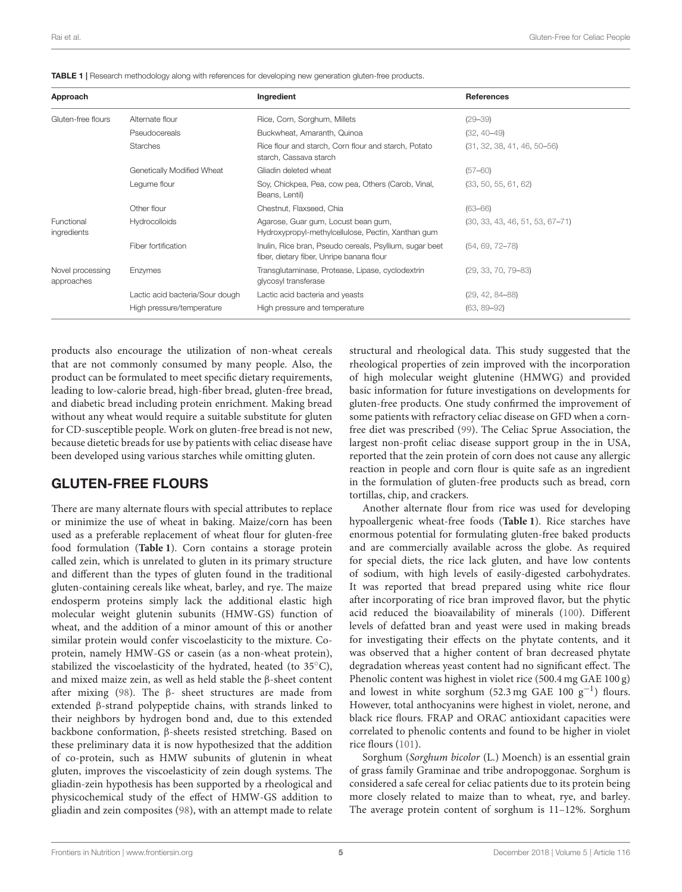**TABLE 1** | Research methodology along with references for developing new generation gluten-free products.

| Approach | | Ingredient | References |
|---|---|---|---|
| Gluten-free flours | Alternate flour | Rice, Corn, Sorghum, Millets | (29–39) |
| | Pseudocereals | Buckwheat, Amaranth, Quinoa | (32, 40–49) |
| | Starches | Rice flour and starch, Corn flour and starch, Potato starch, Cassava starch | (31, 32, 38, 41, 46, 50–56) |
| | Genetically Modified Wheat | Gliadin deleted wheat | (57–60) |
| | Legume flour | Soy, Chickpea, Pea, cow pea, Others (Carob, Vinal, Beans, Lentil) | (33, 50, 55, 61, 62) |
| | Other flour | Chestnut, Flaxseed, Chia | (63–66) |
| Functional ingredients | Hydrocolloids | Agarose, Guar gum, Locust bean gum, Hydroxypropyl-methylcellulose, Pectin, Xanthan gum | (30, 33, 43, 46, 51, 53, 67–71) |
| | Fiber fortification | Inulin, Rice bran, Pseudo cereals, Psyllium, sugar beet fiber, dietary fiber, Unripe banana flour | (54, 69, 72–78) |
| Novel processing approaches | Enzymes | Transglutaminase, Protease, Lipase, cyclodextrin glycosyl transferase | (29, 33, 70, 79–83) |
| | Lactic acid bacteria/Sour dough | Lactic acid bacteria and yeasts | (29, 42, 84–88) |
| | High pressure/temperature | High pressure and temperature | (63, 89–92) |

products also encourage the utilization of non-wheat cereals that are not commonly consumed by many people. Also, the product can be formulated to meet specific dietary requirements, leading to low-calorie bread, high-fiber bread, gluten-free bread, and diabetic bread including protein enrichment. Making bread without any wheat would require a suitable substitute for gluten for CD-susceptible people. Work on gluten-free bread is not new, because dietetic breads for use by patients with celiac disease have been developed using various starches while omitting gluten.

## GLUTEN-FREE FLOURS

There are many alternate flours with special attributes to replace or minimize the use of wheat in baking. Maize/corn has been used as a preferable replacement of wheat flour for gluten-free food formulation (**Table 1**). Corn contains a storage protein called zein, which is unrelated to gluten in its primary structure and different than the types of gluten found in the traditional gluten-containing cereals like wheat, barley, and rye. The maize endosperm proteins simply lack the additional elastic high molecular weight glutenin subunits (HMW-GS) function of wheat, and the addition of a minor amount of this or another similar protein would confer viscoelasticity to the mixture. Co-protein, namely HMW-GS or casein (as a non-wheat protein), stabilized the viscoelasticity of the hydrated, heated (to 35°C), and mixed maize zein, as well as held stable the β-sheet content after mixing (98). The β- sheet structures are made from extended β-strand polypeptide chains, with strands linked to their neighbors by hydrogen bond and, due to this extended backbone conformation, β-sheets resisted stretching. Based on these preliminary data it is now hypothesized that the addition of co-protein, such as HMW subunits of glutenin in wheat gluten, improves the viscoelasticity of zein dough systems. The gliadin-zein hypothesis has been supported by a rheological and physicochemical study of the effect of HMW-GS addition to gliadin and zein composites (98), with an attempt made to relate structural and rheological data. This study suggested that the rheological properties of zein improved with the incorporation of high molecular weight glutenine (HMWG) and provided basic information for future investigations on developments for gluten-free products. One study confirmed the improvement of some patients with refractory celiac disease on GFD when a corn-free diet was prescribed (99). The Celiac Sprue Association, the largest non-profit celiac disease support group in the in USA, reported that the zein protein of corn does not cause any allergic reaction in people and corn flour is quite safe as an ingredient in the formulation of gluten-free products such as bread, corn tortillas, chip, and crackers.

Another alternate flour from rice was used for developing hypoallergenic wheat-free foods (**Table 1**). Rice starches have enormous potential for formulating gluten-free baked products and are commercially available across the globe. As required for special diets, the rice lack gluten, and have low contents of sodium, with high levels of easily-digested carbohydrates. It was reported that bread prepared using white rice flour after incorporating of rice bran improved flavor, but the phytic acid reduced the bioavailability of minerals (100). Different levels of defatted bran and yeast were used in making breads for investigating their effects on the phytate contents, and it was observed that a higher content of bran decreased phytate degradation whereas yeast content had no significant effect. The Phenolic content was highest in violet rice (500.4 mg GAE 100 g) and lowest in white sorghum (52.3 mg GAE 100 $g^{-1}$) flours. However, total anthocyanins were highest in violet, nerone, and black rice flours. FRAP and ORAC antioxidant capacities were correlated to phenolic contents and found to be higher in violet rice flours (101).

Sorghum (*Sorghum bicolor* (L.) Moench) is an essential grain of grass family Graminae and tribe andropoggonae. Sorghum is considered a safe cereal for celiac patients due to its protein being more closely related to maize than to wheat, rye, and barley. The average protein content of sorghum is 11–12%. Sorghum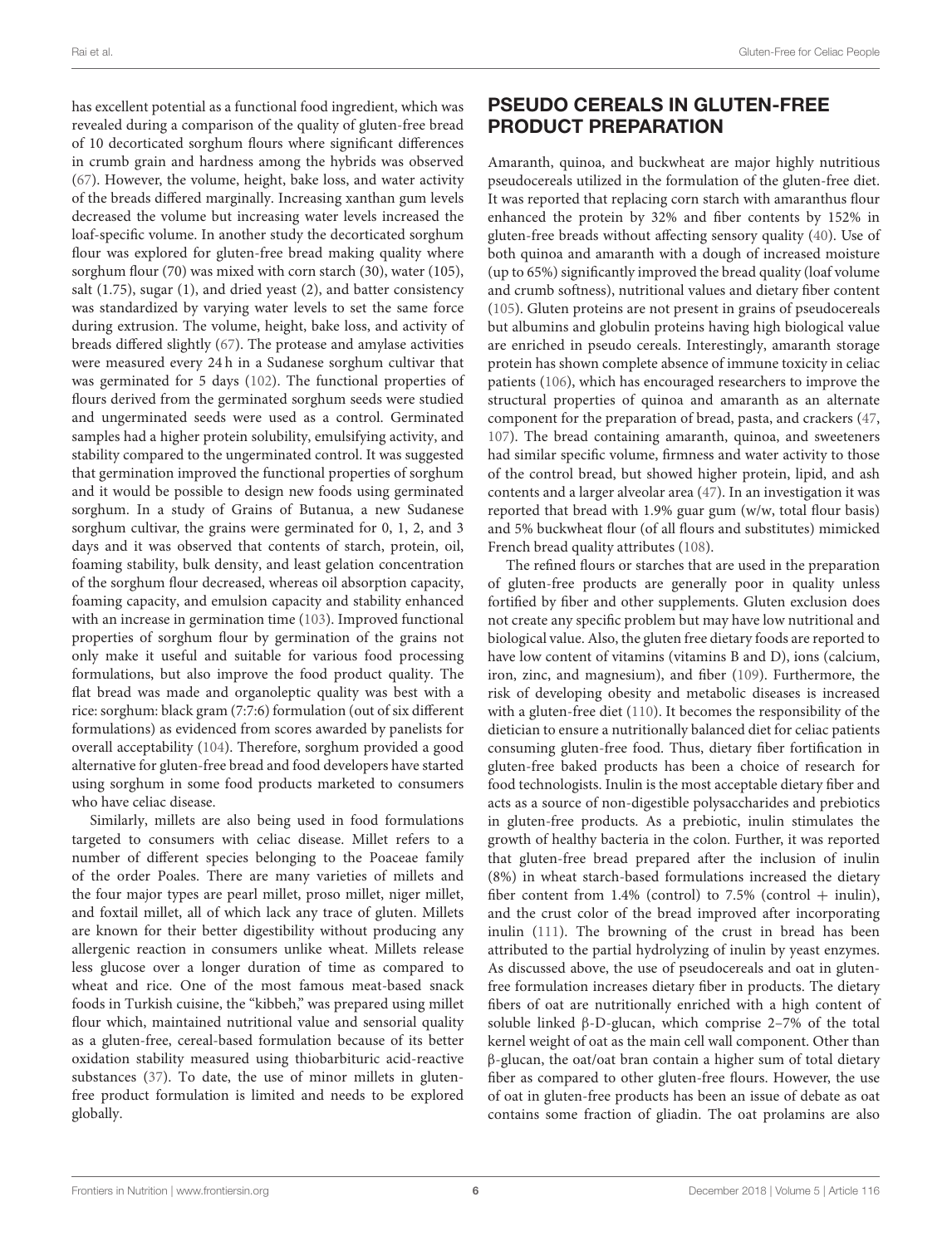has excellent potential as a functional food ingredient, which was revealed during a comparison of the quality of gluten-free bread of 10 decorticated sorghum flours where significant differences in crumb grain and hardness among the hybrids was observed (67). However, the volume, height, bake loss, and water activity of the breads differed marginally. Increasing xanthan gum levels decreased the volume but increasing water levels increased the loaf-specific volume. In another study the decorticated sorghum flour was explored for gluten-free bread making quality where sorghum flour (70) was mixed with corn starch (30), water (105), salt (1.75), sugar (1), and dried yeast (2), and batter consistency was standardized by varying water levels to set the same force during extrusion. The volume, height, bake loss, and activity of breads differed slightly (67). The protease and amylase activities were measured every 24 h in a Sudanese sorghum cultivar that was germinated for 5 days (102). The functional properties of flours derived from the germinated sorghum seeds were studied and ungerminated seeds were used as a control. Germinated samples had a higher protein solubility, emulsifying activity, and stability compared to the ungerminated control. It was suggested that germination improved the functional properties of sorghum and it would be possible to design new foods using germinated sorghum. In a study of Grains of Butanua, a new Sudanese sorghum cultivar, the grains were germinated for 0, 1, 2, and 3 days and it was observed that contents of starch, protein, oil, foaming stability, bulk density, and least gelation concentration of the sorghum flour decreased, whereas oil absorption capacity, foaming capacity, and emulsion capacity and stability enhanced with an increase in germination time (103). Improved functional properties of sorghum flour by germination of the grains not only make it useful and suitable for various food processing formulations, but also improve the food product quality. The flat bread was made and organoleptic quality was best with a rice: sorghum: black gram (7:7:6) formulation (out of six different formulations) as evidenced from scores awarded by panelists for overall acceptability (104). Therefore, sorghum provided a good alternative for gluten-free bread and food developers have started using sorghum in some food products marketed to consumers who have celiac disease.

Similarly, millets are also being used in food formulations targeted to consumers with celiac disease. Millet refers to a number of different species belonging to the Poaceae family of the order Poales. There are many varieties of millets and the four major types are pearl millet, proso millet, niger millet, and foxtail millet, all of which lack any trace of gluten. Millets are known for their better digestibility without producing any allergenic reaction in consumers unlike wheat. Millets release less glucose over a longer duration of time as compared to wheat and rice. One of the most famous meat-based snack foods in Turkish cuisine, the "kibbeh," was prepared using millet flour which, maintained nutritional value and sensorial quality as a gluten-free, cereal-based formulation because of its better oxidation stability measured using thiobarbituric acid-reactive substances (37). To date, the use of minor millets in gluten-free product formulation is limited and needs to be explored globally.

## PSEUDO CEREALS IN GLUTEN-FREE PRODUCT PREPARATION

Amaranth, quinoa, and buckwheat are major highly nutritious pseudocereals utilized in the formulation of the gluten-free diet. It was reported that replacing corn starch with amaranthus flour enhanced the protein by 32% and fiber contents by 152% in gluten-free breads without affecting sensory quality (40). Use of both quinoa and amaranth with a dough of increased moisture (up to 65%) significantly improved the bread quality (loaf volume and crumb softness), nutritional values and dietary fiber content (105). Gluten proteins are not present in grains of pseudocereals but albumins and globulin proteins having high biological value are enriched in pseudo cereals. Interestingly, amaranth storage protein has shown complete absence of immune toxicity in celiac patients (106), which has encouraged researchers to improve the structural properties of quinoa and amaranth as an alternate component for the preparation of bread, pasta, and crackers (47, 107). The bread containing amaranth, quinoa, and sweeteners had similar specific volume, firmness and water activity to those of the control bread, but showed higher protein, lipid, and ash contents and a larger alveolar area (47). In an investigation it was reported that bread with 1.9% guar gum (w/w, total flour basis) and 5% buckwheat flour (of all flours and substitutes) mimicked French bread quality attributes (108).

The refined flours or starches that are used in the preparation of gluten-free products are generally poor in quality unless fortified by fiber and other supplements. Gluten exclusion does not create any specific problem but may have low nutritional and biological value. Also, the gluten free dietary foods are reported to have low content of vitamins (vitamins B and D), ions (calcium, iron, zinc, and magnesium), and fiber (109). Furthermore, the risk of developing obesity and metabolic diseases is increased with a gluten-free diet (110). It becomes the responsibility of the dietician to ensure a nutritionally balanced diet for celiac patients consuming gluten-free food. Thus, dietary fiber fortification in gluten-free baked products has been a choice of research for food technologists. Inulin is the most acceptable dietary fiber and acts as a source of non-digestible polysaccharides and prebiotics in gluten-free products. As a prebiotic, inulin stimulates the growth of healthy bacteria in the colon. Further, it was reported that gluten-free bread prepared after the inclusion of inulin (8%) in wheat starch-based formulations increased the dietary fiber content from 1.4% (control) to 7.5% (control + inulin), and the crust color of the bread improved after incorporating inulin (111). The browning of the crust in bread has been attributed to the partial hydrolyzing of inulin by yeast enzymes. As discussed above, the use of pseudocereals and oat in gluten-free formulation increases dietary fiber in products. The dietary fibers of oat are nutritionally enriched with a high content of soluble linked β-D-glucan, which comprise 2–7% of the total kernel weight of oat as the main cell wall component. Other than β-glucan, the oat/oat bran contain a higher sum of total dietary fiber as compared to other gluten-free flours. However, the use of oat in gluten-free products has been an issue of debate as oat contains some fraction of gliadin. The oat prolamins are also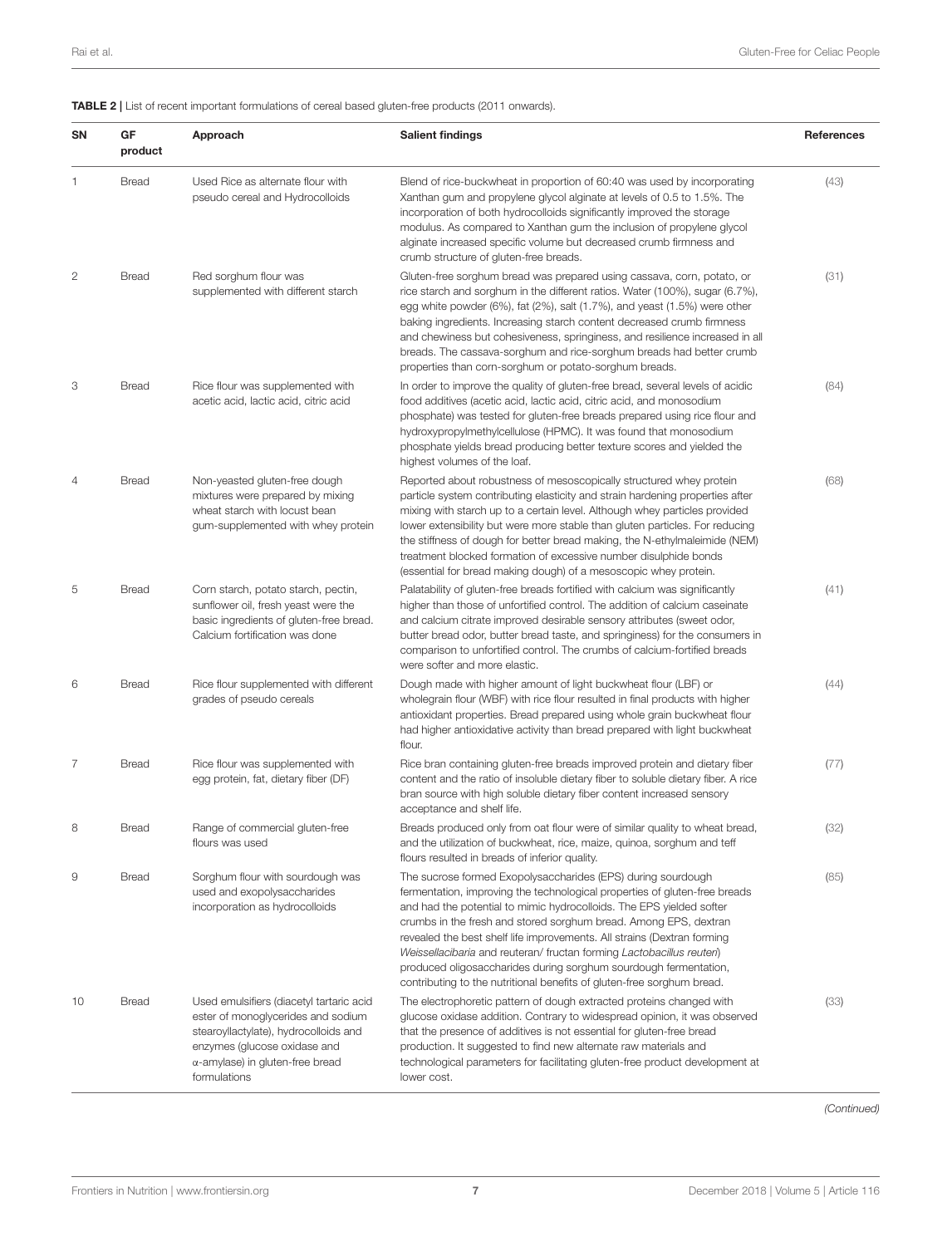**TABLE 2 |** List of recent important formulations of cereal based gluten-free products (2011 onwards).

| SN | GF product | Approach | Salient findings | References |
|---|---|---|---|---|
| 1 | Bread | Used Rice as alternate flour with pseudo cereal and Hydrocolloids | Blend of rice-buckwheat in proportion of 60:40 was used by incorporating Xanthan gum and propylene glycol alginate at levels of 0.5 to 1.5%. The incorporation of both hydrocolloids significantly improved the storage modulus. As compared to Xanthan gum the inclusion of propylene glycol alginate increased specific volume but decreased crumb firmness and crumb structure of gluten-free breads. | (43) |
| 2 | Bread | Red sorghum flour was supplemented with different starch | Gluten-free sorghum bread was prepared using cassava, corn, potato, or rice starch and sorghum in the different ratios. Water (100%), sugar (6.7%), egg white powder (6%), fat (2%), salt (1.7%), and yeast (1.5%) were other baking ingredients. Increasing starch content decreased crumb firmness and chewiness but cohesiveness, springiness, and resilience increased in all breads. The cassava-sorghum and rice-sorghum breads had better crumb properties than corn-sorghum or potato-sorghum breads. | (31) |
| 3 | Bread | Rice flour was supplemented with acetic acid, lactic acid, citric acid | In order to improve the quality of gluten-free bread, several levels of acidic food additives (acetic acid, lactic acid, citric acid, and monosodium phosphate) was tested for gluten-free breads prepared using rice flour and hydroxypropylmethylcellulose (HPMC). It was found that monosodium phosphate yields bread producing better texture scores and yielded the highest volumes of the loaf. | (84) |
| 4 | Bread | Non-yeasted gluten-free dough mixtures were prepared by mixing wheat starch with locust bean gum-supplemented with whey protein | Reported about robustness of mesoscopically structured whey protein particle system contributing elasticity and strain hardening properties after mixing with starch up to a certain level. Although whey particles provided lower extensibility but were more stable than gluten particles. For reducing the stiffness of dough for better bread making, the N-ethylmaleimide (NEM) treatment blocked formation of excessive number disulphide bonds (essential for bread making dough) of a mesoscopic whey protein. | (68) |
| 5 | Bread | Corn starch, potato starch, pectin, sunflower oil, fresh yeast were the basic ingredients of gluten-free bread. Calcium fortification was done | Palatability of gluten-free breads fortified with calcium was significantly higher than those of unfortified control. The addition of calcium caseinate and calcium citrate improved desirable sensory attributes (sweet odor, butter bread odor, butter bread taste, and springiness) for the consumers in comparison to unfortified control. The crumbs of calcium-fortified breads were softer and more elastic. | (41) |
| 6 | Bread | Rice flour supplemented with different grades of pseudo cereals | Dough made with higher amount of light buckwheat flour (LBF) or wholegrain flour (WBF) with rice flour resulted in final products with higher antioxidant properties. Bread prepared using whole grain buckwheat flour had higher antioxidative activity than bread prepared with light buckwheat flour. | (44) |
| 7 | Bread | Rice flour was supplemented with egg protein, fat, dietary fiber (DF) | Rice bran containing gluten-free breads improved protein and dietary fiber content and the ratio of insoluble dietary fiber to soluble dietary fiber. A rice bran source with high soluble dietary fiber content increased sensory acceptance and shelf life. | (77) |
| 8 | Bread | Range of commercial gluten-free flours was used | Breads produced only from oat flour were of similar quality to wheat bread, and the utilization of buckwheat, rice, maize, quinoa, sorghum and teff flours resulted in breads of inferior quality. | (32) |
| 9 | Bread | Sorghum flour with sourdough was used and exopolysaccharides incorporation as hydrocolloids | The sucrose formed Exopolysaccharides (EPS) during sourdough fermentation, improving the technological properties of gluten-free breads and had the potential to mimic hydrocolloids. The EPS yielded softer crumbs in the fresh and stored sorghum bread. Among EPS, dextran revealed the best shelf life improvements. All strains (Dextran forming *Weissellacibaria* and reuteran/ fructan forming *Lactobacillus reuteri*) produced oligosaccharides during sorghum sourdough fermentation, contributing to the nutritional benefits of gluten-free sorghum bread. | (85) |
| 10 | Bread | Used emulsifiers (diacetyl tartaric acid ester of monoglycerides and sodium stearoyllactylate), hydrocolloids and enzymes (glucose oxidase and α-amylase) in gluten-free bread formulations | The electrophoretic pattern of dough extracted proteins changed with glucose oxidase addition. Contrary to widespread opinion, it was observed that the presence of additives is not essential for gluten-free bread production. It suggested to find new alternate raw materials and technological parameters for facilitating gluten-free product development at lower cost. | (33) |

*(Continued)*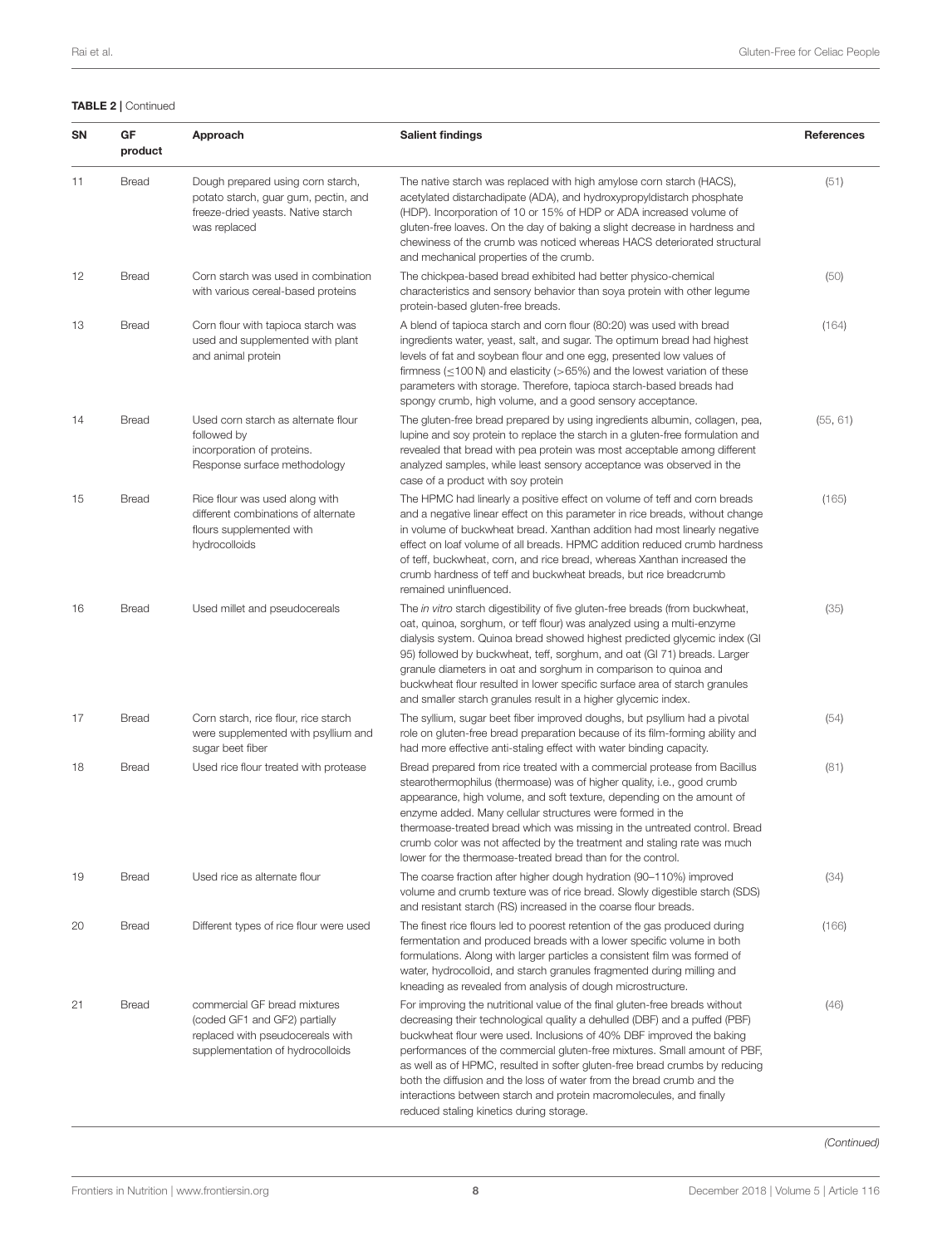**TABLE 2** | Continued

| SN | GF product | Approach | Salient findings | References |
|---|---|---|---|---|
| 11 | Bread | Dough prepared using corn starch, potato starch, guar gum, pectin, and freeze-dried yeasts. Native starch was replaced | The native starch was replaced with high amylose corn starch (HACS), acetylated distarchadipate (ADA), and hydroxypropyldistarch phosphate (HDP). Incorporation of 10 or 15% of HDP or ADA increased volume of gluten-free loaves. On the day of baking a slight decrease in hardness and chewiness of the crumb was noticed whereas HACS deteriorated structural and mechanical properties of the crumb. | (51) |
| 12 | Bread | Corn starch was used in combination with various cereal-based proteins | The chickpea-based bread exhibited had better physico-chemical characteristics and sensory behavior than soya protein with other legume protein-based gluten-free breads. | (50) |
| 13 | Bread | Corn flour with tapioca starch was used and supplemented with plant and animal protein | A blend of tapioca starch and corn flour (80:20) was used with bread ingredients water, yeast, salt, and sugar. The optimum bread had highest levels of fat and soybean flour and one egg, presented low values of firmness (≤100 N) and elasticity (>65%) and the lowest variation of these parameters with storage. Therefore, tapioca starch-based breads had spongy crumb, high volume, and a good sensory acceptance. | (164) |
| 14 | Bread | Used corn starch as alternate flour followed by incorporation of proteins. Response surface methodology | The gluten-free bread prepared by using ingredients albumin, collagen, pea, lupine and soy protein to replace the starch in a gluten-free formulation and revealed that bread with pea protein was most acceptable among different analyzed samples, while least sensory acceptance was observed in the case of a product with soy protein | (55, 61) |
| 15 | Bread | Rice flour was used along with different combinations of alternate flours supplemented with hydrocolloids | The HPMC had linearly a positive effect on volume of teff and corn breads and a negative linear effect on this parameter in rice breads, without change in volume of buckwheat bread. Xanthan addition had most linearly negative effect on loaf volume of all breads. HPMC addition reduced crumb hardness of teff, buckwheat, corn, and rice bread, whereas Xanthan increased the crumb hardness of teff and buckwheat breads, but rice breadcrumb remained uninfluenced. | (165) |
| 16 | Bread | Used millet and pseudocereals | The *in vitro* starch digestibility of five gluten-free breads (from buckwheat, oat, quinoa, sorghum, or teff flour) was analyzed using a multi-enzyme dialysis system. Quinoa bread showed highest predicted glycemic index (GI 95) followed by buckwheat, teff, sorghum, and oat (GI 71) breads. Larger granule diameters in oat and sorghum in comparison to quinoa and buckwheat flour resulted in lower specific surface area of starch granules and smaller starch granules result in a higher glycemic index. | (35) |
| 17 | Bread | Corn starch, rice flour, rice starch were supplemented with psyllium and sugar beet fiber | The syllium, sugar beet fiber improved doughs, but psyllium had a pivotal role on gluten-free bread preparation because of its film-forming ability and had more effective anti-staling effect with water binding capacity. | (54) |
| 18 | Bread | Used rice flour treated with protease | Bread prepared from rice treated with a commercial protease from Bacillus stearothermophilus (thermoase) was of higher quality, i.e., good crumb appearance, high volume, and soft texture, depending on the amount of enzyme added. Many cellular structures were formed in the thermoase-treated bread which was missing in the untreated control. Bread crumb color was not affected by the treatment and staling rate was much lower for the thermoase-treated bread than for the control. | (81) |
| 19 | Bread | Used rice as alternate flour | The coarse fraction after higher dough hydration (90–110%) improved volume and crumb texture was of rice bread. Slowly digestible starch (SDS) and resistant starch (RS) increased in the coarse flour breads. | (34) |
| 20 | Bread | Different types of rice flour were used | The finest rice flours led to poorest retention of the gas produced during fermentation and produced breads with a lower specific volume in both formulations. Along with larger particles a consistent film was formed of water, hydrocolloid, and starch granules fragmented during milling and kneading as revealed from analysis of dough microstructure. | (166) |
| 21 | Bread | commercial GF bread mixtures (coded GF1 and GF2) partially replaced with pseudocereals with supplementation of hydrocolloids | For improving the nutritional value of the final gluten-free breads without decreasing their technological quality a dehulled (DBF) and a puffed (PBF) buckwheat flour were used. Inclusions of 40% DBF improved the baking performances of the commercial gluten-free mixtures. Small amount of PBF, as well as of HPMC, resulted in softer gluten-free bread crumbs by reducing both the diffusion and the loss of water from the bread crumb and the interactions between starch and protein macromolecules, and finally reduced staling kinetics during storage. | (46) |

*(Continued)*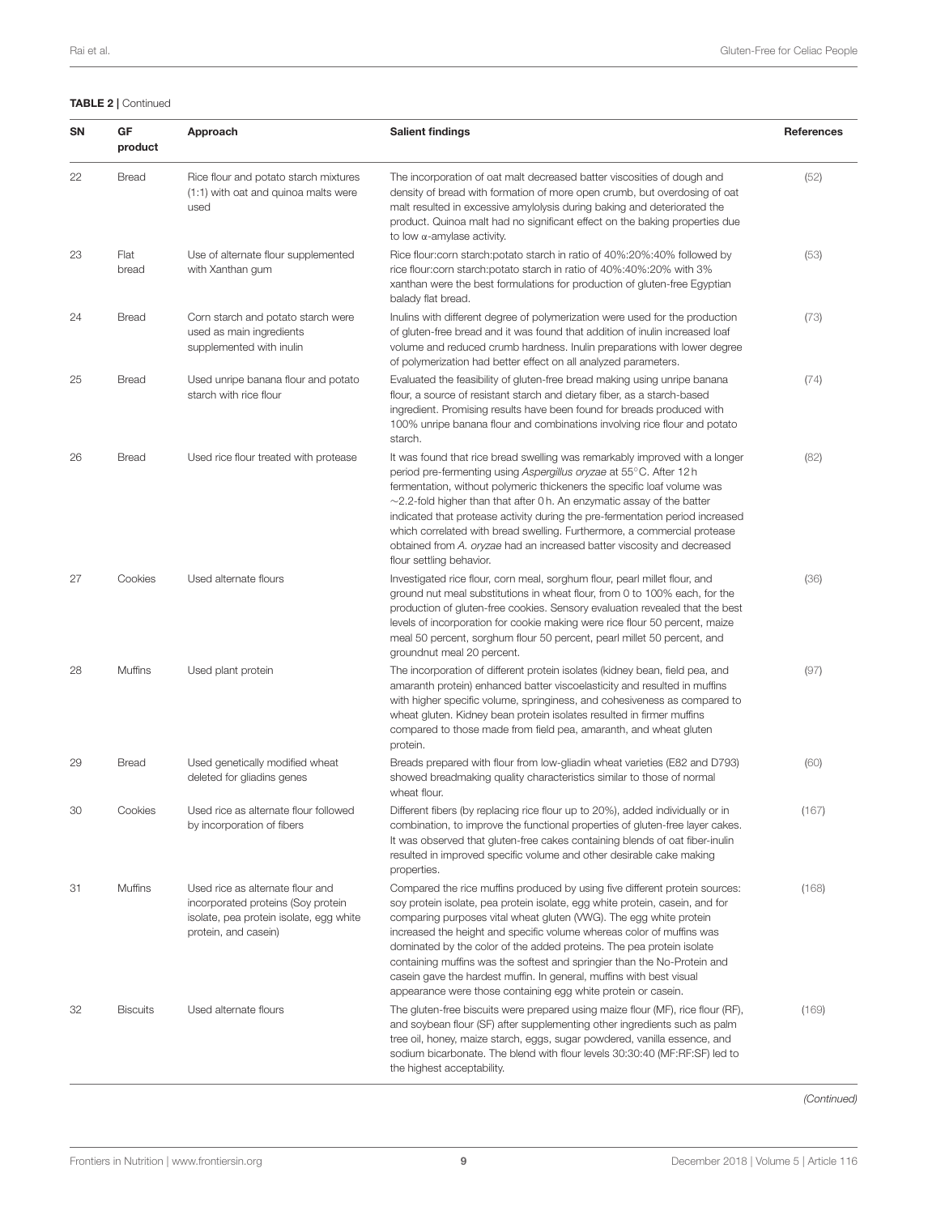**TABLE 2 |** Continued

| SN | GF product | Approach | Salient findings | References |
|---|---|---|---|---|
| 22 | Bread | Rice flour and potato starch mixtures (1:1) with oat and quinoa malts were used | The incorporation of oat malt decreased batter viscosities of dough and density of bread with formation of more open crumb, but overdosing of oat malt resulted in excessive amylolysis during baking and deteriorated the product. Quinoa malt had no significant effect on the baking properties due to low α-amylase activity. | (52) |
| 23 | Flat bread | Use of alternate flour supplemented with Xanthan gum | Rice flour:corn starch:potato starch in ratio of 40%:20%:40% followed by rice flour:corn starch:potato starch in ratio of 40%:40%:20% with 3% xanthan were the best formulations for production of gluten-free Egyptian balady flat bread. | (53) |
| 24 | Bread | Corn starch and potato starch were used as main ingredients supplemented with inulin | Inulins with different degree of polymerization were used for the production of gluten-free bread and it was found that addition of inulin increased loaf volume and reduced crumb hardness. Inulin preparations with lower degree of polymerization had better effect on all analyzed parameters. | (73) |
| 25 | Bread | Used unripe banana flour and potato starch with rice flour | Evaluated the feasibility of gluten-free bread making using unripe banana flour, a source of resistant starch and dietary fiber, as a starch-based ingredient. Promising results have been found for breads produced with 100% unripe banana flour and combinations involving rice flour and potato starch. | (74) |
| 26 | Bread | Used rice flour treated with protease | It was found that rice bread swelling was remarkably improved with a longer period pre-fermenting using *Aspergillus oryzae* at 55°C. After 12 h fermentation, without polymeric thickeners the specific loaf volume was ~2.2-fold higher than that after 0 h. An enzymatic assay of the batter indicated that protease activity during the pre-fermentation period increased which correlated with bread swelling. Furthermore, a commercial protease obtained from *A. oryzae* had an increased batter viscosity and decreased flour settling behavior. | (82) |
| 27 | Cookies | Used alternate flours | Investigated rice flour, corn meal, sorghum flour, pearl millet flour, and ground nut meal substitutions in wheat flour, from 0 to 100% each, for the production of gluten-free cookies. Sensory evaluation revealed that the best levels of incorporation for cookie making were rice flour 50 percent, maize meal 50 percent, sorghum flour 50 percent, pearl millet 50 percent, and groundnut meal 20 percent. | (36) |
| 28 | Muffins | Used plant protein | The incorporation of different protein isolates (kidney bean, field pea, and amaranth protein) enhanced batter viscoelasticity and resulted in muffins with higher specific volume, springiness, and cohesiveness as compared to wheat gluten. Kidney bean protein isolates resulted in firmer muffins compared to those made from field pea, amaranth, and wheat gluten protein. | (97) |
| 29 | Bread | Used genetically modified wheat deleted for gliadins genes | Breads prepared with flour from low-gliadin wheat varieties (E82 and D793) showed breadmaking quality characteristics similar to those of normal wheat flour. | (60) |
| 30 | Cookies | Used rice as alternate flour followed by incorporation of fibers | Different fibers (by replacing rice flour up to 20%), added individually or in combination, to improve the functional properties of gluten-free layer cakes. It was observed that gluten-free cakes containing blends of oat fiber-inulin resulted in improved specific volume and other desirable cake making properties. | (167) |
| 31 | Muffins | Used rice as alternate flour and incorporated proteins (Soy protein isolate, pea protein isolate, egg white protein, and casein) | Compared the rice muffins produced by using five different protein sources: soy protein isolate, pea protein isolate, egg white protein, casein, and for comparing purposes vital wheat gluten (VWG). The egg white protein increased the height and specific volume whereas color of muffins was dominated by the color of the added proteins. The pea protein isolate containing muffins was the softest and springier than the No-Protein and casein gave the hardest muffin. In general, muffins with best visual appearance were those containing egg white protein or casein. | (168) |
| 32 | Biscuits | Used alternate flours | The gluten-free biscuits were prepared using maize flour (MF), rice flour (RF), and soybean flour (SF) after supplementing other ingredients such as palm tree oil, honey, maize starch, eggs, sugar powdered, vanilla essence, and sodium bicarbonate. The blend with flour levels 30:30:40 (MF:RF:SF) led to the highest acceptability. | (169) |

*(Continued)*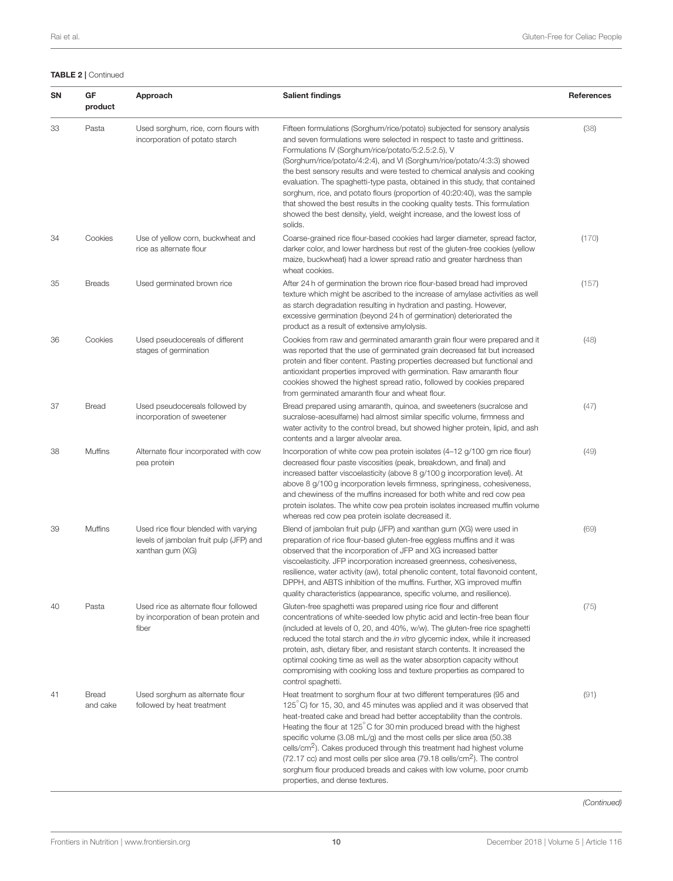**TABLE 2** | Continued

| SN | GF product | Approach | Salient findings | References |
|---|---|---|---|---|
| 33 | Pasta | Used sorghum, rice, corn flours with incorporation of potato starch | Fifteen formulations (Sorghum/rice/potato) subjected for sensory analysis and seven formulations were selected in respect to taste and grittiness. Formulations IV (Sorghum/rice/potato/5:2.5:2.5), V (Sorghum/rice/potato/4:2:4), and VI (Sorghum/rice/potato/4:3:3) showed the best sensory results and were tested to chemical analysis and cooking evaluation. The spaghetti-type pasta, obtained in this study, that contained sorghum, rice, and potato flours (proportion of 40:20:40), was the sample that showed the best results in the cooking quality tests. This formulation showed the best density, yield, weight increase, and the lowest loss of solids. | (38) |
| 34 | Cookies | Use of yellow corn, buckwheat and rice as alternate flour | Coarse-grained rice flour-based cookies had larger diameter, spread factor, darker color, and lower hardness but rest of the gluten-free cookies (yellow maize, buckwheat) had a lower spread ratio and greater hardness than wheat cookies. | (170) |
| 35 | Breads | Used germinated brown rice | After 24 h of germination the brown rice flour-based bread had improved texture which might be ascribed to the increase of amylase activities as well as starch degradation resulting in hydration and pasting. However, excessive germination (beyond 24 h of germination) deteriorated the product as a result of extensive amylolysis. | (157) |
| 36 | Cookies | Used pseudocereals of different stages of germination | Cookies from raw and germinated amaranth grain flour were prepared and it was reported that the use of germinated grain decreased fat but increased protein and fiber content. Pasting properties decreased but functional and antioxidant properties improved with germination. Raw amaranth flour cookies showed the highest spread ratio, followed by cookies prepared from germinated amaranth flour and wheat flour. | (48) |
| 37 | Bread | Used pseudocereals followed by incorporation of sweetener | Bread prepared using amaranth, quinoa, and sweeteners (sucralose and sucralose-acesulfame) had almost similar specific volume, firmness and water activity to the control bread, but showed higher protein, lipid, and ash contents and a larger alveolar area. | (47) |
| 38 | Muffins | Alternate flour incorporated with cow pea protein | Incorporation of white cow pea protein isolates (4–12 g/100 gm rice flour) decreased flour paste viscosities (peak, breakdown, and final) and increased batter viscoelasticity (above 8 g/100 g incorporation level). At above 8 g/100 g incorporation levels firmness, springiness, cohesiveness, and chewiness of the muffins increased for both white and red cow pea protein isolates. The white cow pea protein isolates increased muffin volume whereas red cow pea protein isolate decreased it. | (49) |
| 39 | Muffins | Used rice flour blended with varying levels of jambolan fruit pulp (JFP) and xanthan gum (XG) | Blend of jambolan fruit pulp (JFP) and xanthan gum (XG) were used in preparation of rice flour-based gluten-free eggless muffins and it was observed that the incorporation of JFP and XG increased batter viscoelasticity. JFP incorporation increased greenness, cohesiveness, resilience, water activity (aw), total phenolic content, total flavonoid content, DPPH, and ABTS inhibition of the muffins. Further, XG improved muffin quality characteristics (appearance, specific volume, and resilience). | (69) |
| 40 | Pasta | Used rice as alternate flour followed by incorporation of bean protein and fiber | Gluten-free spaghetti was prepared using rice flour and different concentrations of white-seeded low phytic acid and lectin-free bean flour (included at levels of 0, 20, and 40%, w/w). The gluten-free rice spaghetti reduced the total starch and the *in vitro* glycemic index, while it increased protein, ash, dietary fiber, and resistant starch contents. It increased the optimal cooking time as well as the water absorption capacity without compromising with cooking loss and texture properties as compared to control spaghetti. | (75) |
| 41 | Bread and cake | Used sorghum as alternate flour followed by heat treatment | Heat treatment to sorghum flour at two different temperatures (95 and 125°C) for 15, 30, and 45 minutes was applied and it was observed that heat-treated cake and bread had better acceptability than the controls. Heating the flour at 125°C for 30 min produced bread with the highest specific volume (3.08 mL/g) and the most cells per slice area (50.38 cells/cm$^2$). Cakes produced through this treatment had highest volume (72.17 cc) and most cells per slice area (79.18 cells/cm$^2$). The control sorghum flour produced breads and cakes with low volume, poor crumb properties, and dense textures. | (91) |

*(Continued)*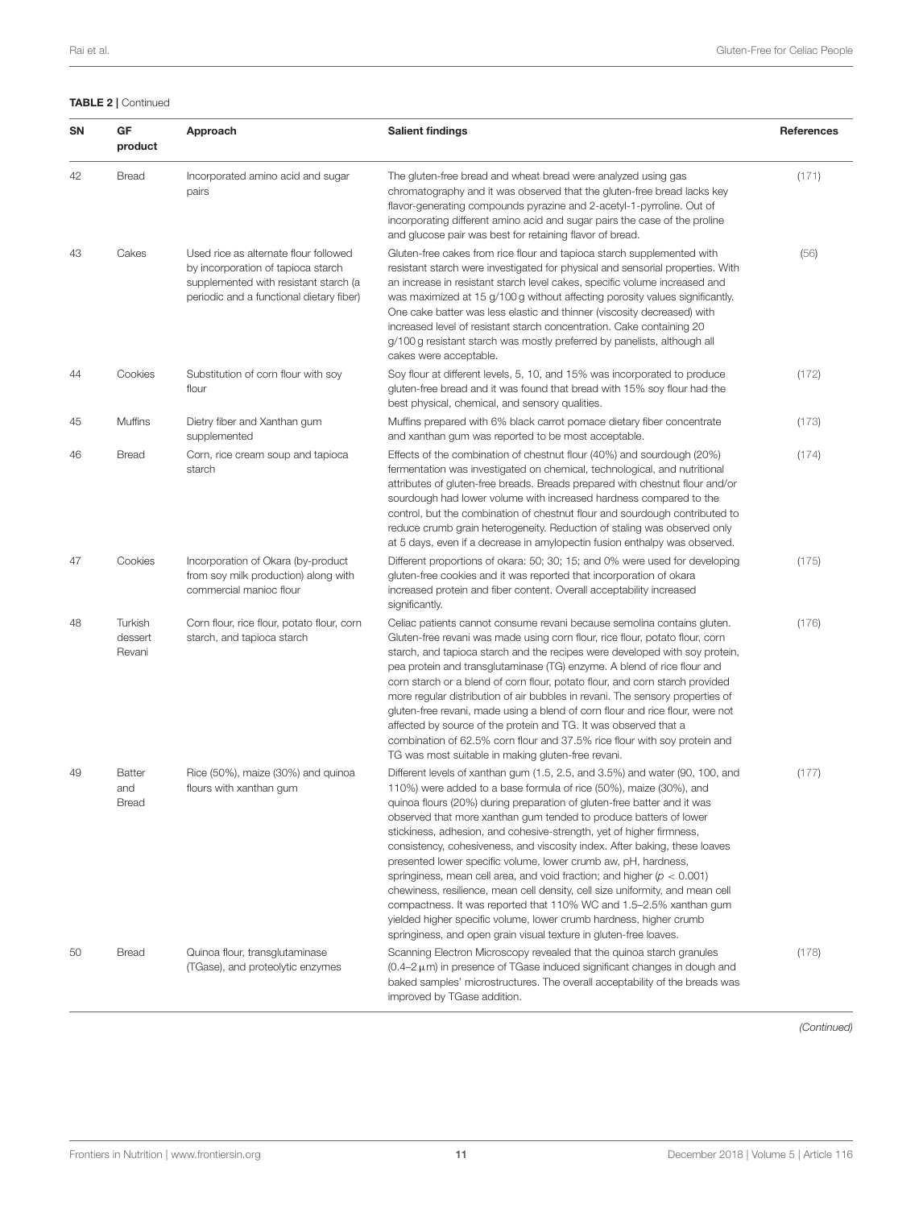**TABLE 2** | Continued

| SN | GF product | Approach | Salient findings | References |
|---|---|---|---|---|
| 42 | Bread | Incorporated amino acid and sugar pairs | The gluten-free bread and wheat bread were analyzed using gas chromatography and it was observed that the gluten-free bread lacks key flavor-generating compounds pyrazine and 2-acetyl-1-pyrroline. Out of incorporating different amino acid and sugar pairs the case of the proline and glucose pair was best for retaining flavor of bread. | (171) |
| 43 | Cakes | Used rice as alternate flour followed by incorporation of tapioca starch supplemented with resistant starch (a periodic and a functional dietary fiber) | Gluten-free cakes from rice flour and tapioca starch supplemented with resistant starch were investigated for physical and sensorial properties. With an increase in resistant starch level cakes, specific volume increased and was maximized at 15 g/100 g without affecting porosity values significantly. One cake batter was less elastic and thinner (viscosity decreased) with increased level of resistant starch concentration. Cake containing 20 g/100 g resistant starch was mostly preferred by panelists, although all cakes were acceptable. | (56) |
| 44 | Cookies | Substitution of corn flour with soy flour | Soy flour at different levels, 5, 10, and 15% was incorporated to produce gluten-free bread and it was found that bread with 15% soy flour had the best physical, chemical, and sensory qualities. | (172) |
| 45 | Muffins | Dietry fiber and Xanthan gum supplemented | Muffins prepared with 6% black carrot pomace dietary fiber concentrate and xanthan gum was reported to be most acceptable. | (173) |
| 46 | Bread | Corn, rice cream soup and tapioca starch | Effects of the combination of chestnut flour (40%) and sourdough (20%) fermentation was investigated on chemical, technological, and nutritional attributes of gluten-free breads. Breads prepared with chestnut flour and/or sourdough had lower volume with increased hardness compared to the control, but the combination of chestnut flour and sourdough contributed to reduce crumb grain heterogeneity. Reduction of staling was observed only at 5 days, even if a decrease in amylopectin fusion enthalpy was observed. | (174) |
| 47 | Cookies | Incorporation of Okara (by-product from soy milk production) along with commercial manioc flour | Different proportions of okara: 50; 30; 15; and 0% were used for developing gluten-free cookies and it was reported that incorporation of okara increased protein and fiber content. Overall acceptability increased significantly. | (175) |
| 48 | Turkish dessert Revani | Corn flour, rice flour, potato flour, corn starch, and tapioca starch | Celiac patients cannot consume revani because semolina contains gluten. Gluten-free revani was made using corn flour, rice flour, potato flour, corn starch, and tapioca starch and the recipes were developed with soy protein, pea protein and transglutaminase (TG) enzyme. A blend of rice flour and corn starch or a blend of corn flour, potato flour, and corn starch provided more regular distribution of air bubbles in revani. The sensory properties of gluten-free revani, made using a blend of corn flour and rice flour, were not affected by source of the protein and TG. It was observed that a combination of 62.5% corn flour and 37.5% rice flour with soy protein and TG was most suitable in making gluten-free revani. | (176) |
| 49 | Batter and Bread | Rice (50%), maize (30%) and quinoa flours with xanthan gum | Different levels of xanthan gum (1.5, 2.5, and 3.5%) and water (90, 100, and 110%) were added to a base formula of rice (50%), maize (30%), and quinoa flours (20%) during preparation of gluten-free batter and it was observed that more xanthan gum tended to produce batters of lower stickiness, adhesion, and cohesive-strength, yet of higher firmness, consistency, cohesiveness, and viscosity index. After baking, these loaves presented lower specific volume, lower crumb aw, pH, hardness, springiness, mean cell area, and void fraction; and higher ($p < 0.001$) chewiness, resilience, mean cell density, cell size uniformity, and mean cell compactness. It was reported that 110% WC and 1.5–2.5% xanthan gum yielded higher specific volume, lower crumb hardness, higher crumb springiness, and open grain visual texture in gluten-free loaves. | (177) |
| 50 | Bread | Quinoa flour, transglutaminase (TGase), and proteolytic enzymes | Scanning Electron Microscopy revealed that the quinoa starch granules (0.4–2 μm) in presence of TGase induced significant changes in dough and baked samples' microstructures. The overall acceptability of the breads was improved by TGase addition. | (178) |

*(Continued)*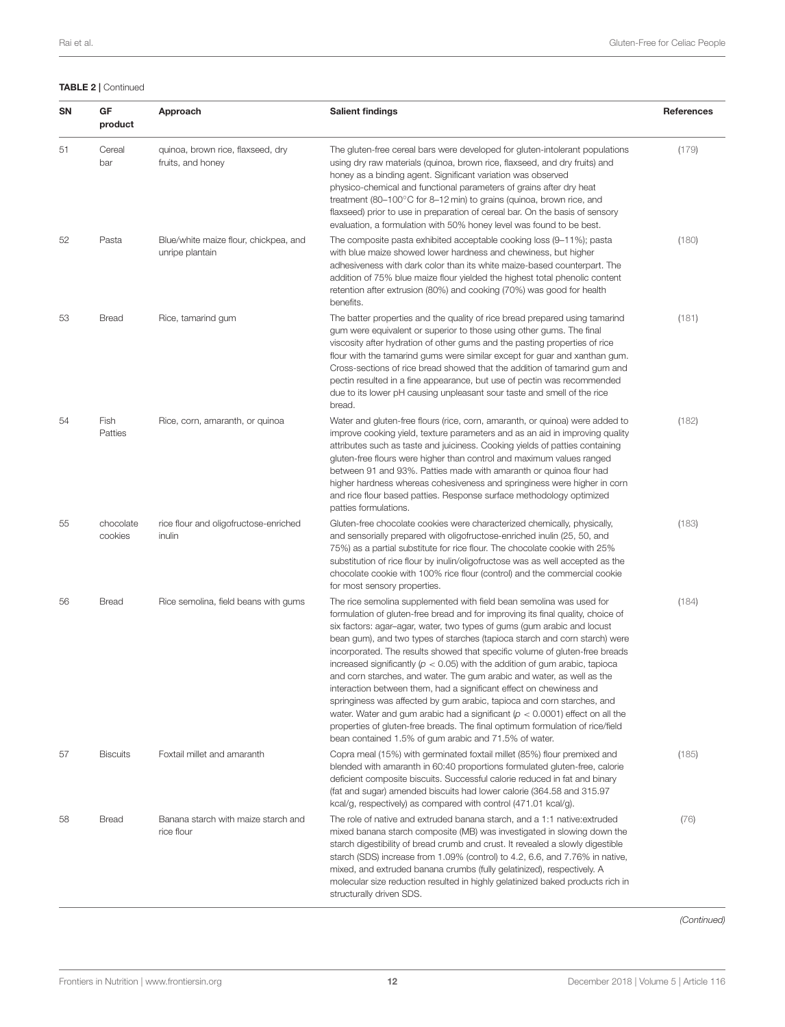**TABLE 2** | Continued

| SN | GF product | Approach | Salient findings | References |
|---|---|---|---|---|
| 51 | Cereal bar | quinoa, brown rice, flaxseed, dry fruits, and honey | The gluten-free cereal bars were developed for gluten-intolerant populations using dry raw materials (quinoa, brown rice, flaxseed, and dry fruits) and honey as a binding agent. Significant variation was observed physico-chemical and functional parameters of grains after dry heat treatment (80–100°C for 8–12 min) to grains (quinoa, brown rice, and flaxseed) prior to use in preparation of cereal bar. On the basis of sensory evaluation, a formulation with 50% honey level was found to be best. | (179) |
| 52 | Pasta | Blue/white maize flour, chickpea, and unripe plantain | The composite pasta exhibited acceptable cooking loss (9–11%); pasta with blue maize showed lower hardness and chewiness, but higher adhesiveness with dark color than its white maize-based counterpart. The addition of 75% blue maize flour yielded the highest total phenolic content retention after extrusion (80%) and cooking (70%) was good for health benefits. | (180) |
| 53 | Bread | Rice, tamarind gum | The batter properties and the quality of rice bread prepared using tamarind gum were equivalent or superior to those using other gums. The final viscosity after hydration of other gums and the pasting properties of rice flour with the tamarind gums were similar except for guar and xanthan gum. Cross-sections of rice bread showed that the addition of tamarind gum and pectin resulted in a fine appearance, but use of pectin was recommended due to its lower pH causing unpleasant sour taste and smell of the rice bread. | (181) |
| 54 | Fish Patties | Rice, corn, amaranth, or quinoa | Water and gluten-free flours (rice, corn, amaranth, or quinoa) were added to improve cooking yield, texture parameters and as an aid in improving quality attributes such as taste and juiciness. Cooking yields of patties containing gluten-free flours were higher than control and maximum values ranged between 91 and 93%. Patties made with amaranth or quinoa flour had higher hardness whereas cohesiveness and springiness were higher in corn and rice flour based patties. Response surface methodology optimized patties formulations. | (182) |
| 55 | chocolate cookies | rice flour and oligofructose-enriched inulin | Gluten-free chocolate cookies were characterized chemically, physically, and sensorially prepared with oligofructose-enriched inulin (25, 50, and 75%) as a partial substitute for rice flour. The chocolate cookie with 25% substitution of rice flour by inulin/oligofructose was as well accepted as the chocolate cookie with 100% rice flour (control) and the commercial cookie for most sensory properties. | (183) |
| 56 | Bread | Rice semolina, field beans with gums | The rice semolina supplemented with field bean semolina was used for formulation of gluten-free bread and for improving its final quality, choice of six factors: agar–agar, water, two types of gums (gum arabic and locust bean gum), and two types of starches (tapioca starch and corn starch) were incorporated. The results showed that specific volume of gluten-free breads increased significantly ($p < 0.05$) with the addition of gum arabic, tapioca and corn starches, and water. The gum arabic and water, as well as the interaction between them, had a significant effect on chewiness and springiness was affected by gum arabic, tapioca and corn starches, and water. Water and gum arabic had a significant ($p < 0.0001$) effect on all the properties of gluten-free breads. The final optimum formulation of rice/field bean contained 1.5% of gum arabic and 71.5% of water. | (184) |
| 57 | Biscuits | Foxtail millet and amaranth | Copra meal (15%) with germinated foxtail millet (85%) flour premixed and blended with amaranth in 60:40 proportions formulated gluten-free, calorie deficient composite biscuits. Successful calorie reduced in fat and binary (fat and sugar) amended biscuits had lower calorie (364.58 and 315.97 kcal/g, respectively) as compared with control (471.01 kcal/g). | (185) |
| 58 | Bread | Banana starch with maize starch and rice flour | The role of native and extruded banana starch, and a 1:1 native:extruded mixed banana starch composite (MB) was investigated in slowing down the starch digestibility of bread crumb and crust. It revealed a slowly digestible starch (SDS) increase from 1.09% (control) to 4.2, 6.6, and 7.76% in native, mixed, and extruded banana crumbs (fully gelatinized), respectively. A molecular size reduction resulted in highly gelatinized baked products rich in structurally driven SDS. | (76) |

*(Continued)*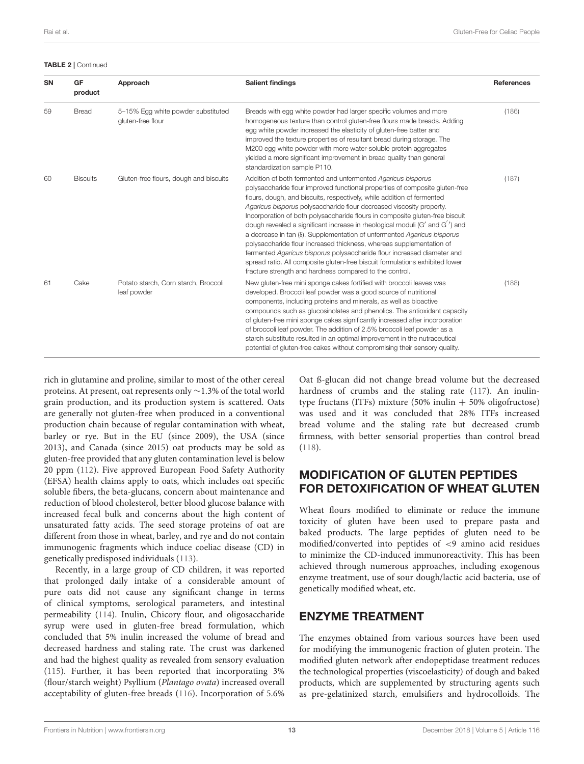**TABLE 2 |** Continued

| SN | GF product | Approach | Salient findings | References |
|---|---|---|---|---|
| 59 | Bread | 5–15% Egg white powder substituted gluten-free flour | Breads with egg white powder had larger specific volumes and more homogeneous texture than control gluten-free flours made breads. Adding egg white powder increased the elasticity of gluten-free batter and improved the texture properties of resultant bread during storage. The M200 egg white powder with more water-soluble protein aggregates yielded a more significant improvement in bread quality than general standardization sample P110. | (186) |
| 60 | Biscuits | Gluten-free flours, dough and biscuits | Addition of both fermented and unfermented *Agaricus bisporus* polysaccharide flour improved functional properties of composite gluten-free flours, dough, and biscuits, respectively, while addition of fermented *Agaricus bisporus* polysaccharide flour decreased viscosity property. Incorporation of both polysaccharide flours in composite gluten-free biscuit dough revealed a significant increase in rheological moduli ($G'$ and $G''$) and a decrease in tan (δ). Supplementation of unfermented *Agaricus bisporus* polysaccharide flour increased thickness, whereas supplementation of fermented *Agaricus bisporus* polysaccharide flour increased diameter and spread ratio. All composite gluten-free biscuit formulations exhibited lower fracture strength and hardness compared to the control. | (187) |
| 61 | Cake | Potato starch, Corn starch, Broccoli leaf powder | New gluten-free mini sponge cakes fortified with broccoli leaves was developed. Broccoli leaf powder was a good source of nutritional components, including proteins and minerals, as well as bioactive compounds such as glucosinolates and phenolics. The antioxidant capacity of gluten-free mini sponge cakes significantly increased after incorporation of broccoli leaf powder. The addition of 2.5% broccoli leaf powder as a starch substitute resulted in an optimal improvement in the nutraceutical potential of gluten-free cakes without compromising their sensory quality. | (188) |

rich in glutamine and proline, similar to most of the other cereal proteins. At present, oat represents only ∼1.3% of the total world grain production, and its production system is scattered. Oats are generally not gluten-free when produced in a conventional production chain because of regular contamination with wheat, barley or rye. But in the EU (since 2009), the USA (since 2013), and Canada (since 2015) oat products may be sold as gluten-free provided that any gluten contamination level is below 20 ppm (112). Five approved European Food Safety Authority (EFSA) health claims apply to oats, which includes oat specific soluble fibers, the beta-glucans, concern about maintenance and reduction of blood cholesterol, better blood glucose balance with increased fecal bulk and concerns about the high content of unsaturated fatty acids. The seed storage proteins of oat are different from those in wheat, barley, and rye and do not contain immunogenic fragments which induce coeliac disease (CD) in genetically predisposed individuals (113).

Recently, in a large group of CD children, it was reported that prolonged daily intake of a considerable amount of pure oats did not cause any significant change in terms of clinical symptoms, serological parameters, and intestinal permeability (114). Inulin, Chicory flour, and oligosaccharide syrup were used in gluten-free bread formulation, which concluded that 5% inulin increased the volume of bread and decreased hardness and staling rate. The crust was darkened and had the highest quality as revealed from sensory evaluation (115). Further, it has been reported that incorporating 3% (flour/starch weight) Psyllium (*Plantago ovata*) increased overall acceptability of gluten-free breads (116). Incorporation of 5.6% Oat ß-glucan did not change bread volume but the decreased hardness of crumbs and the staling rate (117). An inulin-type fructans (ITFs) mixture (50% inulin + 50% oligofructose) was used and it was concluded that 28% ITFs increased bread volume and the staling rate but decreased crumb firmness, with better sensorial properties than control bread (118).

## MODIFICATION OF GLUTEN PEPTIDES FOR DETOXIFICATION OF WHEAT GLUTEN

Wheat flours modified to eliminate or reduce the immune toxicity of gluten have been used to prepare pasta and baked products. The large peptides of gluten need to be modified/converted into peptides of <9 amino acid residues to minimize the CD-induced immunoreactivity. This has been achieved through numerous approaches, including exogenous enzyme treatment, use of sour dough/lactic acid bacteria, use of genetically modified wheat, etc.

## ENZYME TREATMENT

The enzymes obtained from various sources have been used for modifying the immunogenic fraction of gluten protein. The modified gluten network after endopeptidase treatment reduces the technological properties (viscoelasticity) of dough and baked products, which are supplemented by structuring agents such as pre-gelatinized starch, emulsifiers and hydrocolloids. The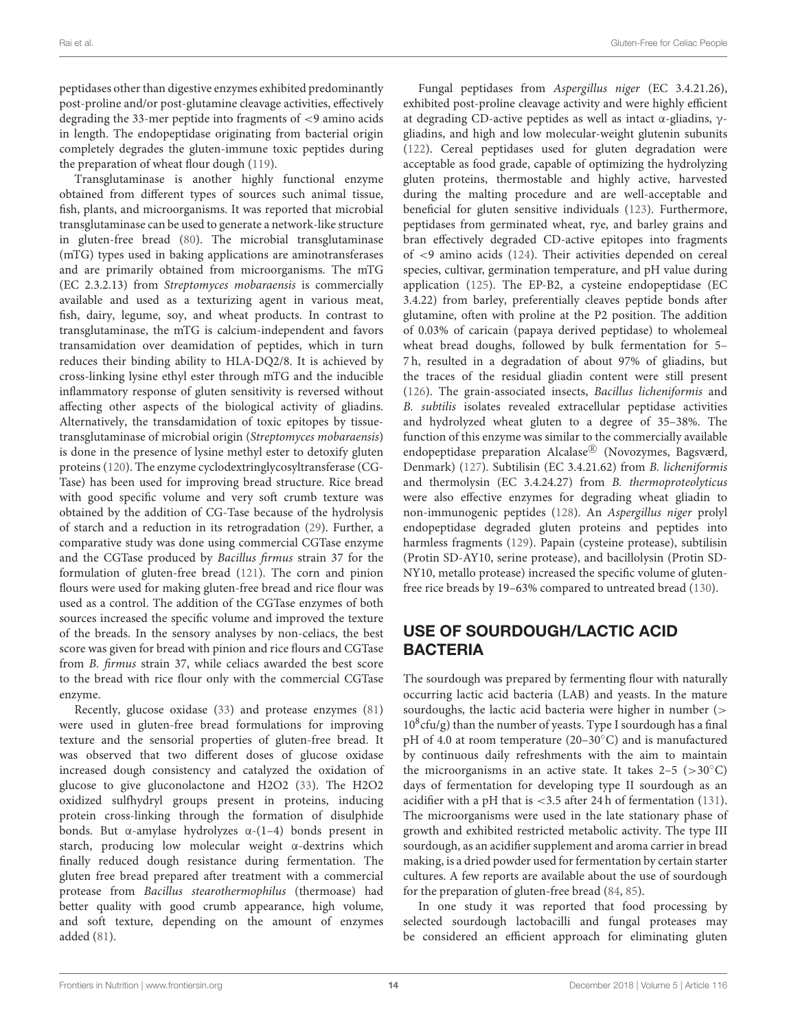peptidases other than digestive enzymes exhibited predominantly post-proline and/or post-glutamine cleavage activities, effectively degrading the 33-mer peptide into fragments of <9 amino acids in length. The endopeptidase originating from bacterial origin completely degrades the gluten-immune toxic peptides during the preparation of wheat flour dough (119).

Transglutaminase is another highly functional enzyme obtained from different types of sources such animal tissue, fish, plants, and microorganisms. It was reported that microbial transglutaminase can be used to generate a network-like structure in gluten-free bread (80). The microbial transglutaminase (mTG) types used in baking applications are aminotransferases and are primarily obtained from microorganisms. The mTG (EC 2.3.2.13) from *Streptomyces mobaraensis* is commercially available and used as a texturizing agent in various meat, fish, dairy, legume, soy, and wheat products. In contrast to transglutaminase, the mTG is calcium-independent and favors transamidation over deamidation of peptides, which in turn reduces their binding ability to HLA-DQ2/8. It is achieved by cross-linking lysine ethyl ester through mTG and the inducible inflammatory response of gluten sensitivity is reversed without affecting other aspects of the biological activity of gliadins. Alternatively, the transdamidation of toxic epitopes by tissue-transglutaminase of microbial origin (*Streptomyces mobaraensis*) is done in the presence of lysine methyl ester to detoxify gluten proteins (120). The enzyme cyclodextringlycosyltransferase (CG-Tase) has been used for improving bread structure. Rice bread with good specific volume and very soft crumb texture was obtained by the addition of CG-Tase because of the hydrolysis of starch and a reduction in its retrogradation (29). Further, a comparative study was done using commercial CGTase enzyme and the CGTase produced by *Bacillus firmus* strain 37 for the formulation of gluten-free bread (121). The corn and pinion flours were used for making gluten-free bread and rice flour was used as a control. The addition of the CGTase enzymes of both sources increased the specific volume and improved the texture of the breads. In the sensory analyses by non-celiacs, the best score was given for bread with pinion and rice flours and CGTase from *B. firmus* strain 37, while celiacs awarded the best score to the bread with rice flour only with the commercial CGTase enzyme.

Recently, glucose oxidase (33) and protease enzymes (81) were used in gluten-free bread formulations for improving texture and the sensorial properties of gluten-free bread. It was observed that two different doses of glucose oxidase increased dough consistency and catalyzed the oxidation of glucose to give gluconolactone and $H_2O_2$ (33). The $H_2O_2$ oxidized sulfhydryl groups present in proteins, inducing protein cross-linking through the formation of disulphide bonds. But α-amylase hydrolyzes α-(1–4) bonds present in starch, producing low molecular weight α-dextrins which finally reduced dough resistance during fermentation. The gluten free bread prepared after treatment with a commercial protease from *Bacillus stearothermophilus* (thermoase) had better quality with good crumb appearance, high volume, and soft texture, depending on the amount of enzymes added (81).

Fungal peptidases from *Aspergillus niger* (EC 3.4.21.26), exhibited post-proline cleavage activity and were highly efficient at degrading CD-active peptides as well as intact α-gliadins, γ-gliadins, and high and low molecular-weight glutenin subunits (122). Cereal peptidases used for gluten degradation were acceptable as food grade, capable of optimizing the hydrolyzing gluten proteins, thermostable and highly active, harvested during the malting procedure and are well-acceptable and beneficial for gluten sensitive individuals (123). Furthermore, peptidases from germinated wheat, rye, and barley grains and bran effectively degraded CD-active epitopes into fragments of <9 amino acids (124). Their activities depended on cereal species, cultivar, germination temperature, and pH value during application (125). The EP-B2, a cysteine endopeptidase (EC 3.4.22) from barley, preferentially cleaves peptide bonds after glutamine, often with proline at the P2 position. The addition of 0.03% of caricain (papaya derived peptidase) to wholemeal wheat bread doughs, followed by bulk fermentation for 5–7 h, resulted in a degradation of about 97% of gliadins, but the traces of the residual gliadin content were still present (126). The grain-associated insects, *Bacillus licheniformis* and *B. subtilis* isolates revealed extracellular peptidase activities and hydrolyzed wheat gluten to a degree of 35–38%. The function of this enzyme was similar to the commercially available endopeptidase preparation Alcalase® (Novozymes, Bagsværd, Denmark) (127). Subtilisin (EC 3.4.21.62) from *B. licheniformis* and thermolysin (EC 3.4.24.27) from *B. thermoproteolyticus* were also effective enzymes for degrading wheat gliadin to non-immunogenic peptides (128). An *Aspergillus niger* prolyl endopeptidase degraded gluten proteins and peptides into harmless fragments (129). Papain (cysteine protease), subtilisin (Protin SD-AY10, serine protease), and bacillolysin (Protin SD-NY10, metallo protease) increased the specific volume of gluten-free rice breads by 19–63% compared to untreated bread (130).

## USE OF SOURDOUGH/LACTIC ACID BACTERIA

The sourdough was prepared by fermenting flour with naturally occurring lactic acid bacteria (LAB) and yeasts. In the mature sourdoughs, the lactic acid bacteria were higher in number (> $10^8$cfu/g) than the number of yeasts. Type I sourdough has a final pH of 4.0 at room temperature (20–30°C) and is manufactured by continuous daily refreshments with the aim to maintain the microorganisms in an active state. It takes 2–5 (>30°C) days of fermentation for developing type II sourdough as an acidifier with a pH that is <3.5 after 24 h of fermentation (131). The microorganisms were used in the late stationary phase of growth and exhibited restricted metabolic activity. The type III sourdough, as an acidifier supplement and aroma carrier in bread making, is a dried powder used for fermentation by certain starter cultures. A few reports are available about the use of sourdough for the preparation of gluten-free bread (84, 85).

In one study it was reported that food processing by selected sourdough lactobacilli and fungal proteases may be considered an efficient approach for eliminating gluten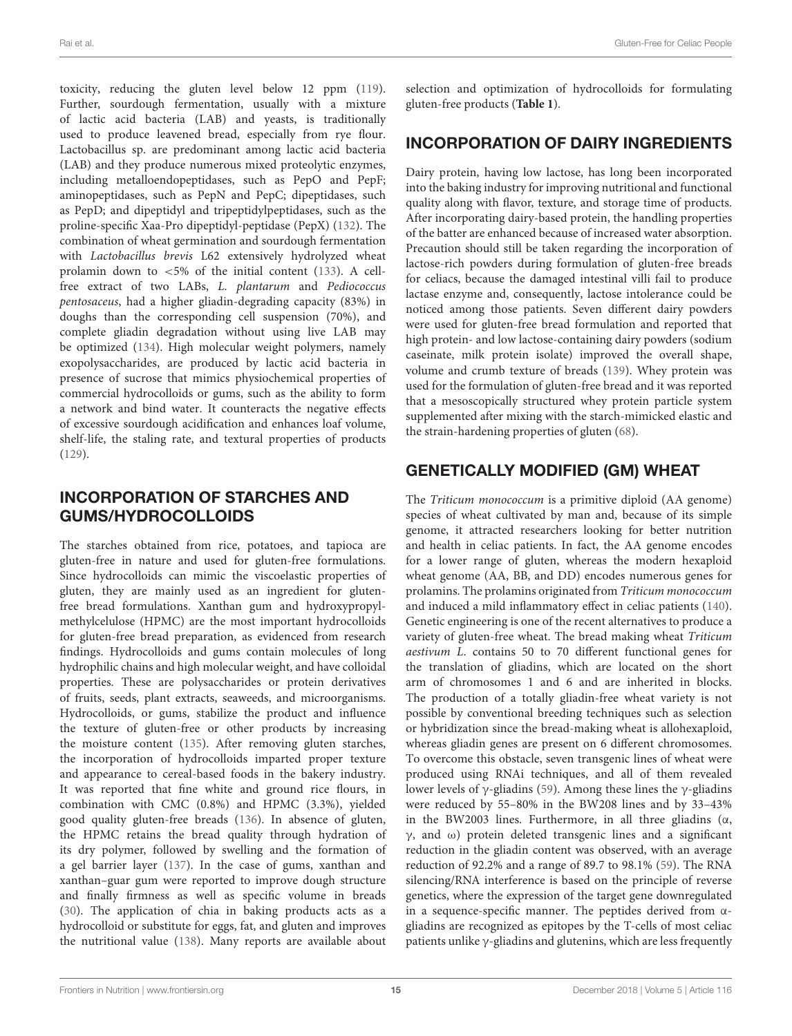toxicity, reducing the gluten level below 12 ppm (119). Further, sourdough fermentation, usually with a mixture of lactic acid bacteria (LAB) and yeasts, is traditionally used to produce leavened bread, especially from rye flour. Lactobacillus sp. are predominant among lactic acid bacteria (LAB) and they produce numerous mixed proteolytic enzymes, including metalloendopeptidases, such as PepO and PepF; aminopeptidases, such as PepN and PepC; dipeptidases, such as PepD; and dipeptidyl and tripeptidylpeptidases, such as the proline-specific Xaa-Pro dipeptidyl-peptidase (PepX) (132). The combination of wheat germination and sourdough fermentation with *Lactobacillus brevis* L62 extensively hydrolyzed wheat prolamin down to <5% of the initial content (133). A cell-free extract of two LABs, *L. plantarum* and *Pediococcus pentosaceus*, had a higher gliadin-degrading capacity (83%) in doughs than the corresponding cell suspension (70%), and complete gliadin degradation without using live LAB may be optimized (134). High molecular weight polymers, namely exopolysaccharides, are produced by lactic acid bacteria in presence of sucrose that mimics physiochemical properties of commercial hydrocolloids or gums, such as the ability to form a network and bind water. It counteracts the negative effects of excessive sourdough acidification and enhances loaf volume, shelf-life, the staling rate, and textural properties of products (129).

## INCORPORATION OF STARCHES AND GUMS/HYDROCOLLOIDS

The starches obtained from rice, potatoes, and tapioca are gluten-free in nature and used for gluten-free formulations. Since hydrocolloids can mimic the viscoelastic properties of gluten, they are mainly used as an ingredient for gluten-free bread formulations. Xanthan gum and hydroxypropyl-methylcelulose (HPMC) are the most important hydrocolloids for gluten-free bread preparation, as evidenced from research findings. Hydrocolloids and gums contain molecules of long hydrophilic chains and high molecular weight, and have colloidal properties. These are polysaccharides or protein derivatives of fruits, seeds, plant extracts, seaweeds, and microorganisms. Hydrocolloids, or gums, stabilize the product and influence the texture of gluten-free or other products by increasing the moisture content (135). After removing gluten starches, the incorporation of hydrocolloids imparted proper texture and appearance to cereal-based foods in the bakery industry. It was reported that fine white and ground rice flours, in combination with CMC (0.8%) and HPMC (3.3%), yielded good quality gluten-free breads (136). In absence of gluten, the HPMC retains the bread quality through hydration of its dry polymer, followed by swelling and the formation of a gel barrier layer (137). In the case of gums, xanthan and xanthan–guar gum were reported to improve dough structure and finally firmness as well as specific volume in breads (30). The application of chia in baking products acts as a hydrocolloid or substitute for eggs, fat, and gluten and improves the nutritional value (138). Many reports are available about selection and optimization of hydrocolloids for formulating gluten-free products (**Table 1**).

## INCORPORATION OF DAIRY INGREDIENTS

Dairy protein, having low lactose, has long been incorporated into the baking industry for improving nutritional and functional quality along with flavor, texture, and storage time of products. After incorporating dairy-based protein, the handling properties of the batter are enhanced because of increased water absorption. Precaution should still be taken regarding the incorporation of lactose-rich powders during formulation of gluten-free breads for celiacs, because the damaged intestinal villi fail to produce lactase enzyme and, consequently, lactose intolerance could be noticed among those patients. Seven different dairy powders were used for gluten-free bread formulation and reported that high protein- and low lactose-containing dairy powders (sodium caseinate, milk protein isolate) improved the overall shape, volume and crumb texture of breads (139). Whey protein was used for the formulation of gluten-free bread and it was reported that a mesoscopically structured whey protein particle system supplemented after mixing with the starch-mimicked elastic and the strain-hardening properties of gluten (68).

## GENETICALLY MODIFIED (GM) WHEAT

The *Triticum monococcum* is a primitive diploid (AA genome) species of wheat cultivated by man and, because of its simple genome, it attracted researchers looking for better nutrition and health in celiac patients. In fact, the AA genome encodes for a lower range of gluten, whereas the modern hexaploid wheat genome (AA, BB, and DD) encodes numerous genes for prolamins. The prolamins originated from *Triticum monococcum* and induced a mild inflammatory effect in celiac patients (140). Genetic engineering is one of the recent alternatives to produce a variety of gluten-free wheat. The bread making wheat *Triticum aestivum L.* contains 50 to 70 different functional genes for the translation of gliadins, which are located on the short arm of chromosomes 1 and 6 and are inherited in blocks. The production of a totally gliadin-free wheat variety is not possible by conventional breeding techniques such as selection or hybridization since the bread-making wheat is allohexaploid, whereas gliadin genes are present on 6 different chromosomes. To overcome this obstacle, seven transgenic lines of wheat were produced using RNAi techniques, and all of them revealed lower levels of γ-gliadins (59). Among these lines the γ-gliadins were reduced by 55–80% in the BW208 lines and by 33–43% in the BW2003 lines. Furthermore, in all three gliadins (α, γ, and ω) protein deleted transgenic lines and a significant reduction in the gliadin content was observed, with an average reduction of 92.2% and a range of 89.7 to 98.1% (59). The RNA silencing/RNA interference is based on the principle of reverse genetics, where the expression of the target gene downregulated in a sequence-specific manner. The peptides derived from α-gliadins are recognized as epitopes by the T-cells of most celiac patients unlike γ-gliadins and glutenins, which are less frequently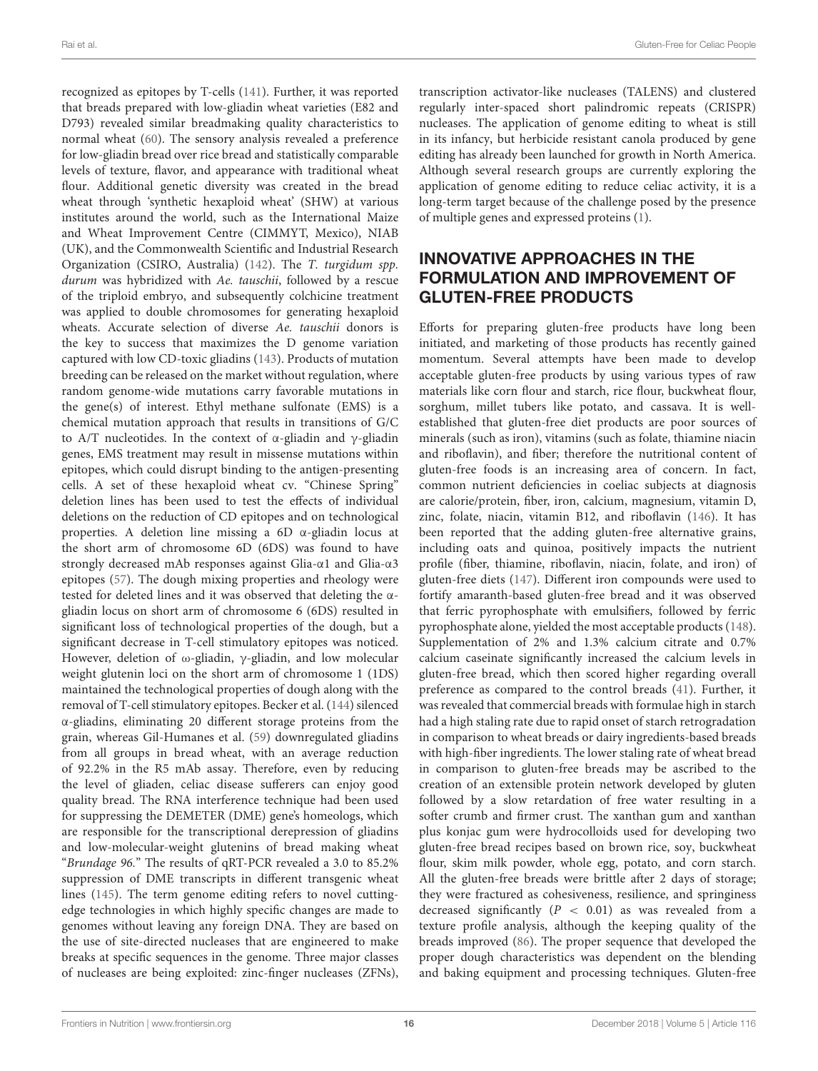recognized as epitopes by T-cells (141). Further, it was reported that breads prepared with low-gliadin wheat varieties (E82 and D793) revealed similar breadmaking quality characteristics to normal wheat (60). The sensory analysis revealed a preference for low-gliadin bread over rice bread and statistically comparable levels of texture, flavor, and appearance with traditional wheat flour. Additional genetic diversity was created in the bread wheat through 'synthetic hexaploid wheat' (SHW) at various institutes around the world, such as the International Maize and Wheat Improvement Centre (CIMMYT, Mexico), NIAB (UK), and the Commonwealth Scientific and Industrial Research Organization (CSIRO, Australia) (142). The *T. turgidum spp. durum* was hybridized with *Ae. tauschii*, followed by a rescue of the triploid embryo, and subsequently colchicine treatment was applied to double chromosomes for generating hexaploid wheats. Accurate selection of diverse *Ae. tauschii* donors is the key to success that maximizes the D genome variation captured with low CD-toxic gliadins (143). Products of mutation breeding can be released on the market without regulation, where random genome-wide mutations carry favorable mutations in the gene(s) of interest. Ethyl methane sulfonate (EMS) is a chemical mutation approach that results in transitions of G/C to A/T nucleotides. In the context of α-gliadin and γ-gliadin genes, EMS treatment may result in missense mutations within epitopes, which could disrupt binding to the antigen-presenting cells. A set of these hexaploid wheat cv. "Chinese Spring" deletion lines has been used to test the effects of individual deletions on the reduction of CD epitopes and on technological properties. A deletion line missing a 6D α-gliadin locus at the short arm of chromosome 6D (6DS) was found to have strongly decreased mAb responses against Glia-α1 and Glia-α3 epitopes (57). The dough mixing properties and rheology were tested for deleted lines and it was observed that deleting the α-gliadin locus on short arm of chromosome 6 (6DS) resulted in significant loss of technological properties of the dough, but a significant decrease in T-cell stimulatory epitopes was noticed. However, deletion of ω-gliadin, γ-gliadin, and low molecular weight glutenin loci on the short arm of chromosome 1 (1DS) maintained the technological properties of dough along with the removal of T-cell stimulatory epitopes. Becker et al. (144) silenced α-gliadins, eliminating 20 different storage proteins from the grain, whereas Gil-Humanes et al. (59) downregulated gliadins from all groups in bread wheat, with an average reduction of 92.2% in the R5 mAb assay. Therefore, even by reducing the level of gliaden, celiac disease sufferers can enjoy good quality bread. The RNA interference technique had been used for suppressing the DEMETER (DME) gene's homeologs, which are responsible for the transcriptional derepression of gliadins and low-molecular-weight glutenins of bread making wheat "*Brundage 96*." The results of qRT-PCR revealed a 3.0 to 85.2% suppression of DME transcripts in different transgenic wheat lines (145). The term genome editing refers to novel cutting-edge technologies in which highly specific changes are made to genomes without leaving any foreign DNA. They are based on the use of site-directed nucleases that are engineered to make breaks at specific sequences in the genome. Three major classes of nucleases are being exploited: zinc-finger nucleases (ZFNs), transcription activator-like nucleases (TALENS) and clustered regularly inter-spaced short palindromic repeats (CRISPR) nucleases. The application of genome editing to wheat is still in its infancy, but herbicide resistant canola produced by gene editing has already been launched for growth in North America. Although several research groups are currently exploring the application of genome editing to reduce celiac activity, it is a long-term target because of the challenge posed by the presence of multiple genes and expressed proteins (1).

## INNOVATIVE APPROACHES IN THE FORMULATION AND IMPROVEMENT OF GLUTEN-FREE PRODUCTS

Efforts for preparing gluten-free products have long been initiated, and marketing of those products has recently gained momentum. Several attempts have been made to develop acceptable gluten-free products by using various types of raw materials like corn flour and starch, rice flour, buckwheat flour, sorghum, millet tubers like potato, and cassava. It is well-established that gluten-free diet products are poor sources of minerals (such as iron), vitamins (such as folate, thiamine niacin and riboflavin), and fiber; therefore the nutritional content of gluten-free foods is an increasing area of concern. In fact, common nutrient deficiencies in coeliac subjects at diagnosis are calorie/protein, fiber, iron, calcium, magnesium, vitamin D, zinc, folate, niacin, vitamin B12, and riboflavin (146). It has been reported that the adding gluten-free alternative grains, including oats and quinoa, positively impacts the nutrient profile (fiber, thiamine, riboflavin, niacin, folate, and iron) of gluten-free diets (147). Different iron compounds were used to fortify amaranth-based gluten-free bread and it was observed that ferric pyrophosphate with emulsifiers, followed by ferric pyrophosphate alone, yielded the most acceptable products (148). Supplementation of 2% and 1.3% calcium citrate and 0.7% calcium caseinate significantly increased the calcium levels in gluten-free bread, which then scored higher regarding overall preference as compared to the control breads (41). Further, it was revealed that commercial breads with formulae high in starch had a high staling rate due to rapid onset of starch retrogradation in comparison to wheat breads or dairy ingredients-based breads with high-fiber ingredients. The lower staling rate of wheat bread in comparison to gluten-free breads may be ascribed to the creation of an extensible protein network developed by gluten followed by a slow retardation of free water resulting in a softer crumb and firmer crust. The xanthan gum and xanthan plus konjac gum were hydrocolloids used for developing two gluten-free bread recipes based on brown rice, soy, buckwheat flour, skim milk powder, whole egg, potato, and corn starch. All the gluten-free breads were brittle after 2 days of storage; they were fractured as cohesiveness, resilience, and springiness decreased significantly ($P < 0.01$) as was revealed from a texture profile analysis, although the keeping quality of the breads improved (86). The proper sequence that developed the proper dough characteristics was dependent on the blending and baking equipment and processing techniques. Gluten-free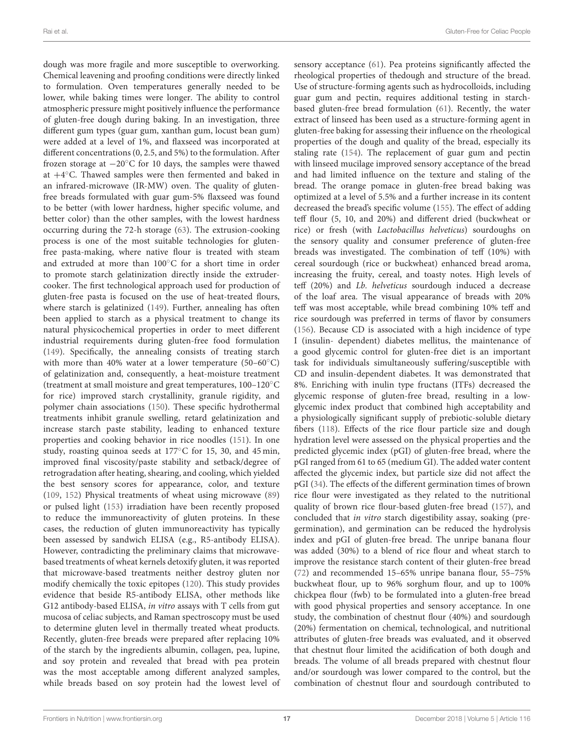dough was more fragile and more susceptible to overworking. Chemical leavening and proofing conditions were directly linked to formulation. Oven temperatures generally needed to be lower, while baking times were longer. The ability to control atmospheric pressure might positively influence the performance of gluten-free dough during baking. In an investigation, three different gum types (guar gum, xanthan gum, locust bean gum) were added at a level of 1%, and flaxseed was incorporated at different concentrations (0, 2.5, and 5%) to the formulation. After frozen storage at −20°C for 10 days, the samples were thawed at +4°C. Thawed samples were then fermented and baked in an infrared-microwave (IR-MW) oven. The quality of gluten-free breads formulated with guar gum-5% flaxseed was found to be better (with lower hardness, higher specific volume, and better color) than the other samples, with the lowest hardness occurring during the 72-h storage (63). The extrusion-cooking process is one of the most suitable technologies for gluten-free pasta-making, where native flour is treated with steam and extruded at more than 100°C for a short time in order to promote starch gelatinization directly inside the extruder-cooker. The first technological approach used for production of gluten-free pasta is focused on the use of heat-treated flours, where starch is gelatinized (149). Further, annealing has often been applied to starch as a physical treatment to change its natural physicochemical properties in order to meet different industrial requirements during gluten-free food formulation (149). Specifically, the annealing consists of treating starch with more than 40% water at a lower temperature (50–60°C) of gelatinization and, consequently, a heat-moisture treatment (treatment at small moisture and great temperatures, 100–120°C for rice) improved starch crystallinity, granule rigidity, and polymer chain associations (150). These specific hydrothermal treatments inhibit granule swelling, retard gelatinization and increase starch paste stability, leading to enhanced texture properties and cooking behavior in rice noodles (151). In one study, roasting quinoa seeds at 177°C for 15, 30, and 45 min, improved final viscosity/paste stability and setback/degree of retrogradation after heating, shearing, and cooling, which yielded the best sensory scores for appearance, color, and texture (109, 152) Physical treatments of wheat using microwave (89) or pulsed light (153) irradiation have been recently proposed to reduce the immunoreactivity of gluten proteins. In these cases, the reduction of gluten immunoreactivity has typically been assessed by sandwich ELISA (e.g., R5-antibody ELISA). However, contradicting the preliminary claims that microwave-based treatments of wheat kernels detoxify gluten, it was reported that microwave-based treatments neither destroy gluten nor modify chemically the toxic epitopes (120). This study provides evidence that beside R5-antibody ELISA, other methods like G12 antibody-based ELISA, *in vitro* assays with T cells from gut mucosa of celiac subjects, and Raman spectroscopy must be used to determine gluten level in thermally treated wheat products. Recently, gluten-free breads were prepared after replacing 10% of the starch by the ingredients albumin, collagen, pea, lupine, and soy protein and revealed that bread with pea protein was the most acceptable among different analyzed samples, while breads based on soy protein had the lowest level of sensory acceptance (61). Pea proteins significantly affected the rheological properties of thedough and structure of the bread. Use of structure-forming agents such as hydrocolloids, including guar gum and pectin, requires additional testing in starch-based gluten-free bread formulation (61). Recently, the water extract of linseed has been used as a structure-forming agent in gluten-free baking for assessing their influence on the rheological properties of the dough and quality of the bread, especially its staling rate (154). The replacement of guar gum and pectin with linseed mucilage improved sensory acceptance of the bread and had limited influence on the texture and staling of the bread. The orange pomace in gluten-free bread baking was optimized at a level of 5.5% and a further increase in its content decreased the bread's specific volume (155). The effect of adding teff flour (5, 10, and 20%) and different dried (buckwheat or rice) or fresh (with *Lactobacillus helveticus*) sourdoughs on the sensory quality and consumer preference of gluten-free breads was investigated. The combination of teff (10%) with cereal sourdough (rice or buckwheat) enhanced bread aroma, increasing the fruity, cereal, and toasty notes. High levels of teff (20%) and *Lb. helveticus* sourdough induced a decrease of the loaf area. The visual appearance of breads with 20% teff was most acceptable, while bread combining 10% teff and rice sourdough was preferred in terms of flavor by consumers (156). Because CD is associated with a high incidence of type I (insulin- dependent) diabetes mellitus, the maintenance of a good glycemic control for gluten-free diet is an important task for individuals simultaneously suffering/susceptible with CD and insulin-dependent diabetes. It was demonstrated that 8%. Enriching with inulin type fructans (ITFs) decreased the glycemic response of gluten-free bread, resulting in a low-glycemic index product that combined high acceptability and a physiologically significant supply of prebiotic-soluble dietary fibers (118). Effects of the rice flour particle size and dough hydration level were assessed on the physical properties and the predicted glycemic index (pGI) of gluten-free bread, where the pGI ranged from 61 to 65 (medium GI). The added water content affected the glycemic index, but particle size did not affect the pGI (34). The effects of the different germination times of brown rice flour were investigated as they related to the nutritional quality of brown rice flour-based gluten-free bread (157), and concluded that *in vitro* starch digestibility assay, soaking (pre-germination), and germination can be reduced the hydrolysis index and pGI of gluten-free bread. The unripe banana flour was added (30%) to a blend of rice flour and wheat starch to improve the resistance starch content of their gluten-free bread (72) and recommended 15–65% unripe banana flour, 55–75% buckwheat flour, up to 96% sorghum flour, and up to 100% chickpea flour (fwb) to be formulated into a gluten-free bread with good physical properties and sensory acceptance. In one study, the combination of chestnut flour (40%) and sourdough (20%) fermentation on chemical, technological, and nutritional attributes of gluten-free breads was evaluated, and it observed that chestnut flour limited the acidification of both dough and breads. The volume of all breads prepared with chestnut flour and/or sourdough was lower compared to the control, but the combination of chestnut flour and sourdough contributed to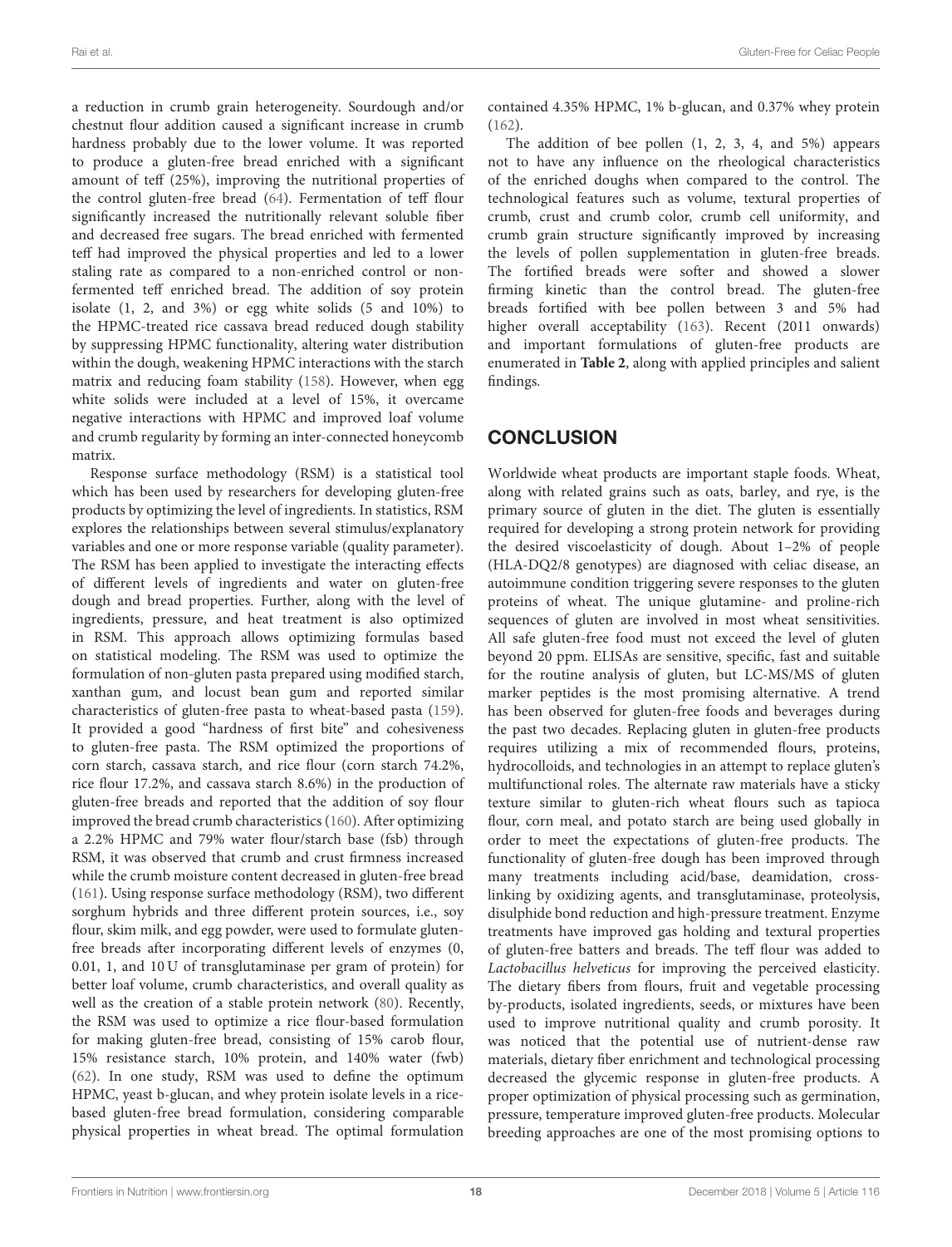a reduction in crumb grain heterogeneity. Sourdough and/or chestnut flour addition caused a significant increase in crumb hardness probably due to the lower volume. It was reported to produce a gluten-free bread enriched with a significant amount of teff (25%), improving the nutritional properties of the control gluten-free bread (64). Fermentation of teff flour significantly increased the nutritionally relevant soluble fiber and decreased free sugars. The bread enriched with fermented teff had improved the physical properties and led to a lower staling rate as compared to a non-enriched control or non-fermented teff enriched bread. The addition of soy protein isolate (1, 2, and 3%) or egg white solids (5 and 10%) to the HPMC-treated rice cassava bread reduced dough stability by suppressing HPMC functionality, altering water distribution within the dough, weakening HPMC interactions with the starch matrix and reducing foam stability (158). However, when egg white solids were included at a level of 15%, it overcame negative interactions with HPMC and improved loaf volume and crumb regularity by forming an inter-connected honeycomb matrix.

Response surface methodology (RSM) is a statistical tool which has been used by researchers for developing gluten-free products by optimizing the level of ingredients. In statistics, RSM explores the relationships between several stimulus/explanatory variables and one or more response variable (quality parameter). The RSM has been applied to investigate the interacting effects of different levels of ingredients and water on gluten-free dough and bread properties. Further, along with the level of ingredients, pressure, and heat treatment is also optimized in RSM. This approach allows optimizing formulas based on statistical modeling. The RSM was used to optimize the formulation of non-gluten pasta prepared using modified starch, xanthan gum, and locust bean gum and reported similar characteristics of gluten-free pasta to wheat-based pasta (159). It provided a good "hardness of first bite" and cohesiveness to gluten-free pasta. The RSM optimized the proportions of corn starch, cassava starch, and rice flour (corn starch 74.2%, rice flour 17.2%, and cassava starch 8.6%) in the production of gluten-free breads and reported that the addition of soy flour improved the bread crumb characteristics (160). After optimizing a 2.2% HPMC and 79% water flour/starch base (fsb) through RSM, it was observed that crumb and crust firmness increased while the crumb moisture content decreased in gluten-free bread (161). Using response surface methodology (RSM), two different sorghum hybrids and three different protein sources, i.e., soy flour, skim milk, and egg powder, were used to formulate gluten-free breads after incorporating different levels of enzymes (0, 0.01, 1, and 10 U of transglutaminase per gram of protein) for better loaf volume, crumb characteristics, and overall quality as well as the creation of a stable protein network (80). Recently, the RSM was used to optimize a rice flour-based formulation for making gluten-free bread, consisting of 15% carob flour, 15% resistance starch, 10% protein, and 140% water (fwb) (62). In one study, RSM was used to define the optimum HPMC, yeast b-glucan, and whey protein isolate levels in a rice-based gluten-free bread formulation, considering comparable physical properties in wheat bread. The optimal formulation contained 4.35% HPMC, 1% b-glucan, and 0.37% whey protein (162).

The addition of bee pollen (1, 2, 3, 4, and 5%) appears not to have any influence on the rheological characteristics of the enriched doughs when compared to the control. The technological features such as volume, textural properties of crumb, crust and crumb color, crumb cell uniformity, and crumb grain structure significantly improved by increasing the levels of pollen supplementation in gluten-free breads. The fortified breads were softer and showed a slower firming kinetic than the control bread. The gluten-free breads fortified with bee pollen between 3 and 5% had higher overall acceptability (163). Recent (2011 onwards) and important formulations of gluten-free products are enumerated in **Table 2**, along with applied principles and salient findings.

## CONCLUSION

Worldwide wheat products are important staple foods. Wheat, along with related grains such as oats, barley, and rye, is the primary source of gluten in the diet. The gluten is essentially required for developing a strong protein network for providing the desired viscoelasticity of dough. About 1–2% of people (HLA-DQ2/8 genotypes) are diagnosed with celiac disease, an autoimmune condition triggering severe responses to the gluten proteins of wheat. The unique glutamine- and proline-rich sequences of gluten are involved in most wheat sensitivities. All safe gluten-free food must not exceed the level of gluten beyond 20 ppm. ELISAs are sensitive, specific, fast and suitable for the routine analysis of gluten, but LC-MS/MS of gluten marker peptides is the most promising alternative. A trend has been observed for gluten-free foods and beverages during the past two decades. Replacing gluten in gluten-free products requires utilizing a mix of recommended flours, proteins, hydrocolloids, and technologies in an attempt to replace gluten's multifunctional roles. The alternate raw materials have a sticky texture similar to gluten-rich wheat flours such as tapioca flour, corn meal, and potato starch are being used globally in order to meet the expectations of gluten-free products. The functionality of gluten-free dough has been improved through many treatments including acid/base, deamidation, cross-linking by oxidizing agents, and transglutaminase, proteolysis, disulphide bond reduction and high-pressure treatment. Enzyme treatments have improved gas holding and textural properties of gluten-free batters and breads. The teff flour was added to *Lactobacillus helveticus* for improving the perceived elasticity. The dietary fibers from flours, fruit and vegetable processing by-products, isolated ingredients, seeds, or mixtures have been used to improve nutritional quality and crumb porosity. It was noticed that the potential use of nutrient-dense raw materials, dietary fiber enrichment and technological processing decreased the glycemic response in gluten-free products. A proper optimization of physical processing such as germination, pressure, temperature improved gluten-free products. Molecular breeding approaches are one of the most promising options to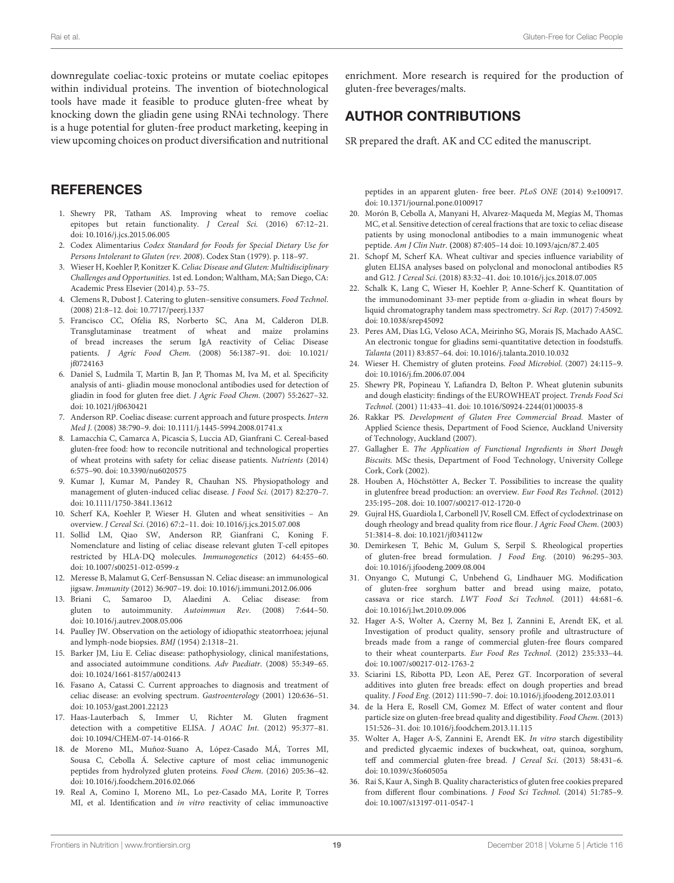downregulate coeliac-toxic proteins or mutate coeliac epitopes within individual proteins. The invention of biotechnological tools have made it feasible to produce gluten-free wheat by knocking down the gliadin gene using RNAi technology. There is a huge potential for gluten-free product marketing, keeping in view upcoming choices on product diversification and nutritional enrichment. More research is required for the production of gluten-free beverages/malts.

## AUTHOR CONTRIBUTIONS

SR prepared the draft. AK and CC edited the manuscript.

## REFERENCES

1. Shewry PR, Tatham AS. Improving wheat to remove coeliac epitopes but retain functionality. *J Cereal Sci.* (2016) 67:12–21. doi: 10.1016/j.jcs.2015.06.005
2. Codex Alimentarius *Codex Standard for Foods for Special Dietary Use for Persons Intolerant to Gluten (rev. 2008)*. Codex Stan (1979). p. 118–97.
3. Wieser H, Koehler P, Konitzer K. *Celiac Disease and Gluten: Multidisciplinary Challenges and Opportunities*. 1st ed. London; Waltham, MA; San Diego, CA: Academic Press Elsevier (2014).p. 53–75.
4. Clemens R, Dubost J. Catering to gluten–sensitive consumers. *Food Technol*. (2008) 21:8–12. doi: 10.7717/peerj.1337
5. Francisco CC, Ofelia RS, Norberto SC, Ana M, Calderon DLB. Transglutaminase treatment of wheat and maize prolamins of bread increases the serum IgA reactivity of Celiac Disease patients. *J Agric Food Chem.* (2008) 56:1387–91. doi: 10.1021/jf0724163
6. Daniel S, Ludmila T, Martin B, Jan P, Thomas M, Iva M, et al. Specificity analysis of anti- gliadin mouse monoclonal antibodies used for detection of gliadin in food for gluten free diet. *J Agric Food Chem*. (2007) 55:2627–32. doi: 10.1021/jf0630421
7. Anderson RP. Coeliac disease: current approach and future prospects. *Intern Med J*. (2008) 38:790–9. doi: 10.1111/j.1445-5994.2008.01741.x
8. Lamacchia C, Camarca A, Picascia S, Luccia AD, Gianfrani C. Cereal-based gluten-free food: how to reconcile nutritional and technological properties of wheat proteins with safety for celiac disease patients. *Nutrients* (2014) 6:575–90. doi: 10.3390/nu6020575
9. Kumar J, Kumar M, Pandey R, Chauhan NS. Physiopathology and management of gluten-induced celiac disease. *J Food Sci.* (2017) 82:270–7. doi: 10.1111/1750-3841.13612
10. Scherf KA, Koehler P, Wieser H. Gluten and wheat sensitivities – An overview. *J Cereal Sci*. (2016) 67:2–11. doi: 10.1016/j.jcs.2015.07.008
11. Sollid LM, Qiao SW, Anderson RP, Gianfrani C, Koning F. Nomenclature and listing of celiac disease relevant gluten T-cell epitopes restricted by HLA-DQ molecules. *Immunogenetics* (2012) 64:455–60. doi: 10.1007/s00251-012-0599-z
12. Meresse B, Malamut G, Cerf-Bensussan N. Celiac disease: an immunological jigsaw. *Immunity* (2012) 36:907–19. doi: 10.1016/j.immuni.2012.06.006
13. Briani C, Samaroo D, Alaedini A. Celiac disease: from gluten to autoimmunity. *Autoimmun Rev*. (2008) 7:644–50. doi: 10.1016/j.autrev.2008.05.006
14. Paulley JW. Observation on the aetiology of idiopathic steatorrhoea; jejunal and lymph-node biopsies. *BMJ* (1954) 2:1318–21.
15. Barker JM, Liu E. Celiac disease: pathophysiology, clinical manifestations, and associated autoimmune conditions. *Adv Paediatr*. (2008) 55:349–65. doi: 10.1024/1661-8157/a002413
16. Fasano A, Catassi C. Current approaches to diagnosis and treatment of celiac disease: an evolving spectrum. *Gastroenterology* (2001) 120:636–51. doi: 10.1053/gast.2001.22123
17. Haas-Lauterbach S, Immer U, Richter M. Gluten fragment detection with a competitive ELISA. *J AOAC Int*. (2012) 95:377–81. doi: 10.1094/CHEM-07-14-0166-R
18. de Moreno ML, Muñoz-Suano A, López-Casado MÁ, Torres MI, Sousa C, Cebolla Á. Selective capture of most celiac immunogenic peptides from hydrolyzed gluten proteins. *Food Chem*. (2016) 205:36–42. doi: 10.1016/j.foodchem.2016.02.066
19. Real A, Comino I, Moreno ML, Lo pez-Casado MA, Lorite P, Torres MI, et al. Identification and *in vitro* reactivity of celiac immunoactive peptides in an apparent gluten- free beer. *PLoS ONE* (2014) 9:e100917. doi: 10.1371/journal.pone.0100917
20. Morón B, Cebolla A, Manyani H, Alvarez-Maqueda M, Megías M, Thomas MC, et al. Sensitive detection of cereal fractions that are toxic to celiac disease patients by using monoclonal antibodies to a main immunogenic wheat peptide. *Am J Clin Nutr*. (2008) 87:405–14 doi: 10.1093/ajcn/87.2.405
21. Schopf M, Scherf KA. Wheat cultivar and species influence variability of gluten ELISA analyses based on polyclonal and monoclonal antibodies R5 and G12. *J Cereal Sci*. (2018) 83:32–41. doi: 10.1016/j.jcs.2018.07.005
22. Schalk K, Lang C, Wieser H, Koehler P, Anne-Scherf K. Quantitation of the immunodominant 33-mer peptide from α-gliadin in wheat flours by liquid chromatography tandem mass spectrometry. *Sci Rep*. (2017) 7:45092. doi: 10.1038/srep45092
23. Peres AM, Dias LG, Veloso ACA, Meirinho SG, Morais JS, Machado AASC. An electronic tongue for gliadins semi-quantitative detection in foodstuffs. *Talanta* (2011) 83:857–64. doi: 10.1016/j.talanta.2010.10.032
24. Wieser H. Chemistry of gluten proteins. *Food Microbiol*. (2007) 24:115–9. doi: 10.1016/j.fm.2006.07.004
25. Shewry PR, Popineau Y, Lafiandra D, Belton P. Wheat glutenin subunits and dough elasticity: findings of the EUROWHEAT project. *Trends Food Sci Technol.* (2001) 11:433–41. doi: 10.1016/S0924-2244(01)00035-8
26. Rakkar PS. *Development of Gluten Free Commercial Bread*. Master of Applied Science thesis, Department of Food Science, Auckland University of Technology, Auckland (2007).
27. Gallagher E. *The Application of Functional Ingredients in Short Dough Biscuits*. MSc thesis, Department of Food Technology, University College Cork, Cork (2002).
28. Houben A, Höchstötter A, Becker T. Possibilities to increase the quality in glutenfree bread production: an overview. *Eur Food Res Technol*. (2012) 235:195–208. doi: 10.1007/s00217-012-1720-0
29. Gujral HS, Guardiola I, Carbonell JV, Rosell CM. Effect of cyclodextrinase on dough rheology and bread quality from rice flour. *J Agric Food Chem*. (2003) 51:3814–8. doi: 10.1021/jf034112w
30. Demirkesen T, Behic M, Gulum S, Serpil S. Rheological properties of gluten-free bread formulation. *J Food Eng*. (2010) 96:295–303. doi: 10.1016/j.jfoodeng.2009.08.004
31. Onyango C, Mutungi C, Unbehend G, Lindhauer MG. Modification of gluten-free sorghum batter and bread using maize, potato, cassava or rice starch. *LWT Food Sci Technol.* (2011) 44:681–6. doi: 10.1016/j.lwt.2010.09.006
32. Hager A-S, Wolter A, Czerny M, Bez J, Zannini E, Arendt EK, et al. Investigation of product quality, sensory profile and ultrastructure of breads made from a range of commercial gluten-free flours compared to their wheat counterparts. *Eur Food Res Technol*. (2012) 235:333–44. doi: 10.1007/s00217-012-1763-2
33. Sciarini LS, Ribotta PD, Leon AE, Perez GT. Incorporation of several additives into gluten free breads: effect on dough properties and bread quality. *J Food Eng*. (2012) 111:590–7. doi: 10.1016/j.jfoodeng.2012.03.011
34. de la Hera E, Rosell CM, Gomez M. Effect of water content and flour particle size on gluten-free bread quality and digestibility. *Food Chem*. (2013) 151:526–31. doi: 10.1016/j.foodchem.2013.11.115
35. Wolter A, Hager A-S, Zannini E, Arendt EK. *In vitro* starch digestibility and predicted glycaemic indexes of buckwheat, oat, quinoa, sorghum, teff and commercial gluten-free bread. *J Cereal Sci*. (2013) 58:431–6. doi: 10.1039/c3fo60505a
36. Rai S, Kaur A, Singh B. Quality characteristics of gluten free cookies prepared from different flour combinations. *J Food Sci Technol*. (2014) 51:785–9. doi: 10.1007/s13197-011-0547-1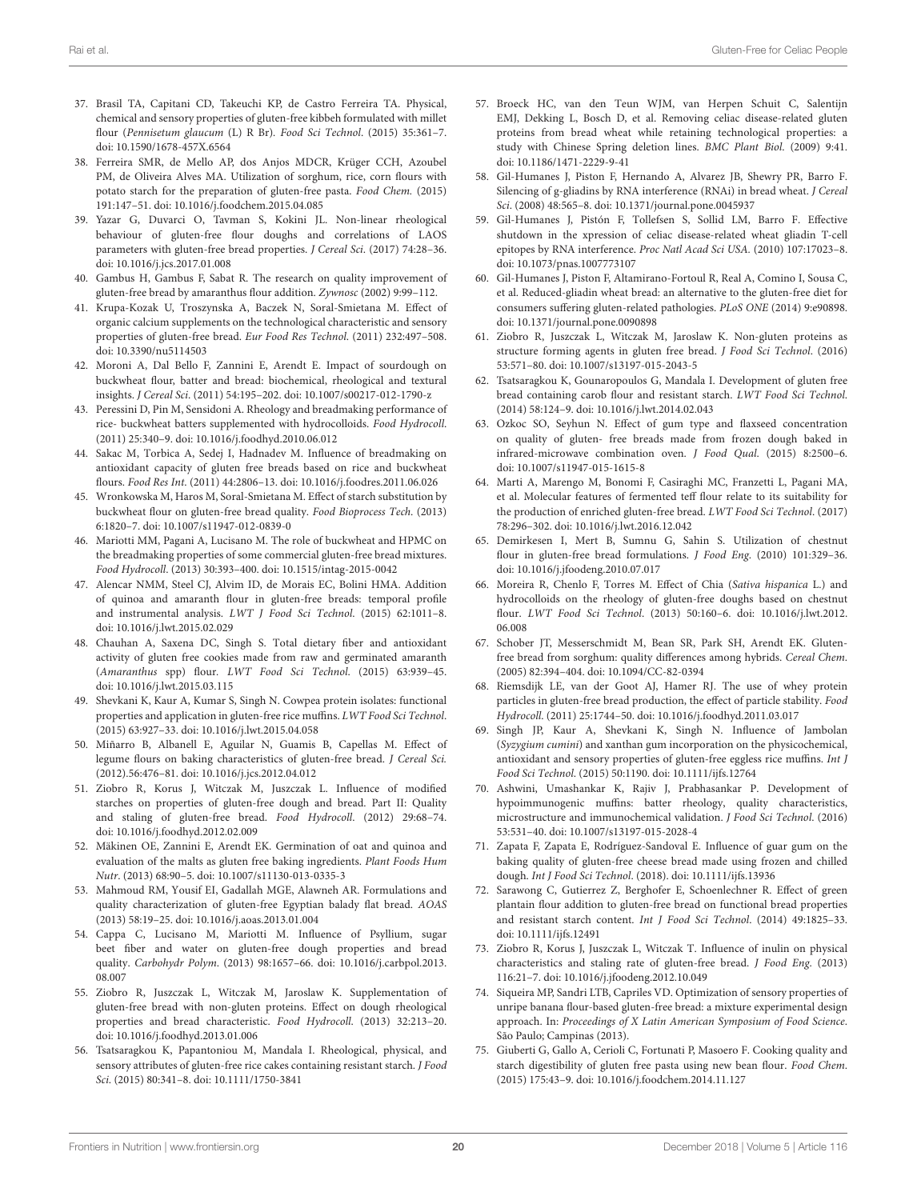37. Brasil TA, Capitani CD, Takeuchi KP, de Castro Ferreira TA. Physical, chemical and sensory properties of gluten-free kibbeh formulated with millet flour (*Pennisetum glaucum* (L) R Br). *Food Sci Technol*. (2015) 35:361–7. doi: 10.1590/1678-457X.6564

38. Ferreira SMR, de Mello AP, dos Anjos MDCR, Krüger CCH, Azoubel PM, de Oliveira Alves MA. Utilization of sorghum, rice, corn flours with potato starch for the preparation of gluten-free pasta. *Food Chem*. (2015) 191:147–51. doi: 10.1016/j.foodchem.2015.04.085

39. Yazar G, Duvarci O, Tavman S, Kokini JL. Non-linear rheological behaviour of gluten-free flour doughs and correlations of LAOS parameters with gluten-free bread properties. *J Cereal Sci*. (2017) 74:28–36. doi: 10.1016/j.jcs.2017.01.008

40. Gambus H, Gambus F, Sabat R. The research on quality improvement of gluten-free bread by amaranthus flour addition. *Zywnosc* (2002) 9:99–112.

41. Krupa-Kozak U, Troszynska A, Baczek N, Soral-Smietana M. Effect of organic calcium supplements on the technological characteristic and sensory properties of gluten-free bread. *Eur Food Res Technol*. (2011) 232:497–508. doi: 10.3390/nu5114503

42. Moroni A, Dal Bello F, Zannini E, Arendt E. Impact of sourdough on buckwheat flour, batter and bread: biochemical, rheological and textural insights. *J Cereal Sci*. (2011) 54:195–202. doi: 10.1007/s00217-012-1790-z

43. Peressini D, Pin M, Sensidoni A. Rheology and breadmaking performance of rice- buckwheat batters supplemented with hydrocolloids. *Food Hydrocoll*. (2011) 25:340–9. doi: 10.1016/j.foodhyd.2010.06.012

44. Sakac M, Torbica A, Sedej I, Hadnadev M. Influence of breadmaking on antioxidant capacity of gluten free breads based on rice and buckwheat flours. *Food Res Int*. (2011) 44:2806–13. doi: 10.1016/j.foodres.2011.06.026

45. Wronkowska M, Haros M, Soral-Smietana M. Effect of starch substitution by buckwheat flour on gluten-free bread quality. *Food Bioprocess Tech*. (2013) 6:1820–7. doi: 10.1007/s11947-012-0839-0

46. Mariotti MM, Pagani A, Lucisano M. The role of buckwheat and HPMC on the breadmaking properties of some commercial gluten-free bread mixtures. *Food Hydrocoll*. (2013) 30:393–400. doi: 10.1515/intag-2015-0042

47. Alencar NMM, Steel CJ, Alvim ID, de Morais EC, Bolini HMA. Addition of quinoa and amaranth flour in gluten-free breads: temporal profile and instrumental analysis. *LWT J Food Sci Technol*. (2015) 62:1011–8. doi: 10.1016/j.lwt.2015.02.029

48. Chauhan A, Saxena DC, Singh S. Total dietary fiber and antioxidant activity of gluten free cookies made from raw and germinated amaranth (*Amaranthus* spp) flour. *LWT Food Sci Technol*. (2015) 63:939–45. doi: 10.1016/j.lwt.2015.03.115

49. Shevkani K, Kaur A, Kumar S, Singh N. Cowpea protein isolates: functional properties and application in gluten-free rice muffins. *LWT Food Sci Technol*. (2015) 63:927–33. doi: 10.1016/j.lwt.2015.04.058

50. Miñarro B, Albanell E, Aguilar N, Guamis B, Capellas M. Effect of legume flours on baking characteristics of gluten-free bread. *J Cereal Sci*. (2012).56:476–81. doi: 10.1016/j.jcs.2012.04.012

51. Ziobro R, Korus J, Witczak M, Juszczak L. Influence of modified starches on properties of gluten-free dough and bread. Part II: Quality and staling of gluten-free bread. *Food Hydrocoll*. (2012) 29:68–74. doi: 10.1016/j.foodhyd.2012.02.009

52. Mäkinen OE, Zannini E, Arendt EK. Germination of oat and quinoa and evaluation of the malts as gluten free baking ingredients. *Plant Foods Hum Nutr*. (2013) 68:90–5. doi: 10.1007/s11130-013-0335-3

53. Mahmoud RM, Yousif EI, Gadallah MGE, Alawneh AR. Formulations and quality characterization of gluten-free Egyptian balady flat bread. *AOAS* (2013) 58:19–25. doi: 10.1016/j.aoas.2013.01.004

54. Cappa C, Lucisano M, Mariotti M. Influence of Psyllium, sugar beet fiber and water on gluten-free dough properties and bread quality. *Carbohydr Polym*. (2013) 98:1657–66. doi: 10.1016/j.carbpol.2013.08.007

55. Ziobro R, Juszczak L, Witczak M, Jaroslaw K. Supplementation of gluten-free bread with non-gluten proteins. Effect on dough rheological properties and bread characteristic. *Food Hydrocoll*. (2013) 32:213–20. doi: 10.1016/j.foodhyd.2013.01.006

56. Tsatsaragkou K, Papantoniou M, Mandala I. Rheological, physical, and sensory attributes of gluten-free rice cakes containing resistant starch. *J Food Sci*. (2015) 80:341–8. doi: 10.1111/1750-3841

57. Broeck HC, van den Teun WJM, van Herpen Schuit C, Salentijn EMJ, Dekking L, Bosch D, et al. Removing celiac disease-related gluten proteins from bread wheat while retaining technological properties: a study with Chinese Spring deletion lines. *BMC Plant Biol*. (2009) 9:41. doi: 10.1186/1471-2229-9-41

58. Gil-Humanes J, Piston F, Hernando A, Alvarez JB, Shewry PR, Barro F. Silencing of g-gliadins by RNA interference (RNAi) in bread wheat. *J Cereal Sci*. (2008) 48:565–8. doi: 10.1371/journal.pone.0045937

59. Gil-Humanes J, Pistón F, Tollefsen S, Sollid LM, Barro F. Effective shutdown in the xpression of celiac disease-related wheat gliadin T-cell epitopes by RNA interference. *Proc Natl Acad Sci USA*. (2010) 107:17023–8. doi: 10.1073/pnas.1007773107

60. Gil-Humanes J, Piston F, Altamirano-Fortoul R, Real A, Comino I, Sousa C, et al. Reduced-gliadin wheat bread: an alternative to the gluten-free diet for consumers suffering gluten-related pathologies. *PLoS ONE* (2014) 9:e90898. doi: 10.1371/journal.pone.0090898

61. Ziobro R, Juszczak L, Witczak M, Jaroslaw K. Non-gluten proteins as structure forming agents in gluten free bread. *J Food Sci Technol*. (2016) 53:571–80. doi: 10.1007/s13197-015-2043-5

62. Tsatsaragkou K, Gounaropoulos G, Mandala I. Development of gluten free bread containing carob flour and resistant starch. *LWT Food Sci Technol*. (2014) 58:124–9. doi: 10.1016/j.lwt.2014.02.043

63. Ozkoc SO, Seyhun N. Effect of gum type and flaxseed concentration on quality of gluten- free breads made from frozen dough baked in infrared-microwave combination oven. *J Food Qual*. (2015) 8:2500–6. doi: 10.1007/s11947-015-1615-8

64. Marti A, Marengo M, Bonomi F, Casiraghi MC, Franzetti L, Pagani MA, et al. Molecular features of fermented teff flour relate to its suitability for the production of enriched gluten-free bread. *LWT Food Sci Technol*. (2017) 78:296–302. doi: 10.1016/j.lwt.2016.12.042

65. Demirkesen I, Mert B, Sumnu G, Sahin S. Utilization of chestnut flour in gluten-free bread formulations. *J Food Eng*. (2010) 101:329–36. doi: 10.1016/j.jfoodeng.2010.07.017

66. Moreira R, Chenlo F, Torres M. Effect of Chia (*Sativa hispanica* L.) and hydrocolloids on the rheology of gluten-free doughs based on chestnut flour. *LWT Food Sci Technol*. (2013) 50:160–6. doi: 10.1016/j.lwt.2012.06.008

67. Schober JT, Messerschmidt M, Bean SR, Park SH, Arendt EK. Gluten-free bread from sorghum: quality differences among hybrids. *Cereal Chem*. (2005) 82:394–404. doi: 10.1094/CC-82-0394

68. Riemsdijk LE, van der Goot AJ, Hamer RJ. The use of whey protein particles in gluten-free bread production, the effect of particle stability. *Food Hydrocoll*. (2011) 25:1744–50. doi: 10.1016/j.foodhyd.2011.03.017

69. Singh JP, Kaur A, Shevkani K, Singh N. Influence of Jambolan (*Syzygium cumini*) and xanthan gum incorporation on the physicochemical, antioxidant and sensory properties of gluten-free eggless rice muffins. *Int J Food Sci Technol*. (2015) 50:1190. doi: 10.1111/ijfs.12764

70. Ashwini, Umashankar K, Rajiv J, Prabhasankar P. Development of hypoimmunogenic muffins: batter rheology, quality characteristics, microstructure and immunochemical validation. *J Food Sci Technol*. (2016) 53:531–40. doi: 10.1007/s13197-015-2028-4

71. Zapata F, Zapata E, Rodríguez-Sandoval E. Influence of guar gum on the baking quality of gluten-free cheese bread made using frozen and chilled dough. *Int J Food Sci Technol*. (2018). doi: 10.1111/ijfs.13936

72. Sarawong C, Gutierrez Z, Berghofer E, Schoenlechner R. Effect of green plantain flour addition to gluten-free bread on functional bread properties and resistant starch content. *Int J Food Sci Technol*. (2014) 49:1825–33. doi: 10.1111/ijfs.12491

73. Ziobro R, Korus J, Juszczak L, Witczak T. Influence of inulin on physical characteristics and staling rate of gluten-free bread. *J Food Eng*. (2013) 116:21–7. doi: 10.1016/j.jfoodeng.2012.10.049

74. Siqueira MP, Sandri LTB, Capriles VD. Optimization of sensory properties of unripe banana flour-based gluten-free bread: a mixture experimental design approach. In: *Proceedings of X Latin American Symposium of Food Science*. São Paulo; Campinas (2013).

75. Giuberti G, Gallo A, Cerioli C, Fortunati P, Masoero F. Cooking quality and starch digestibility of gluten free pasta using new bean flour. *Food Chem*. (2015) 175:43–9. doi: 10.1016/j.foodchem.2014.11.127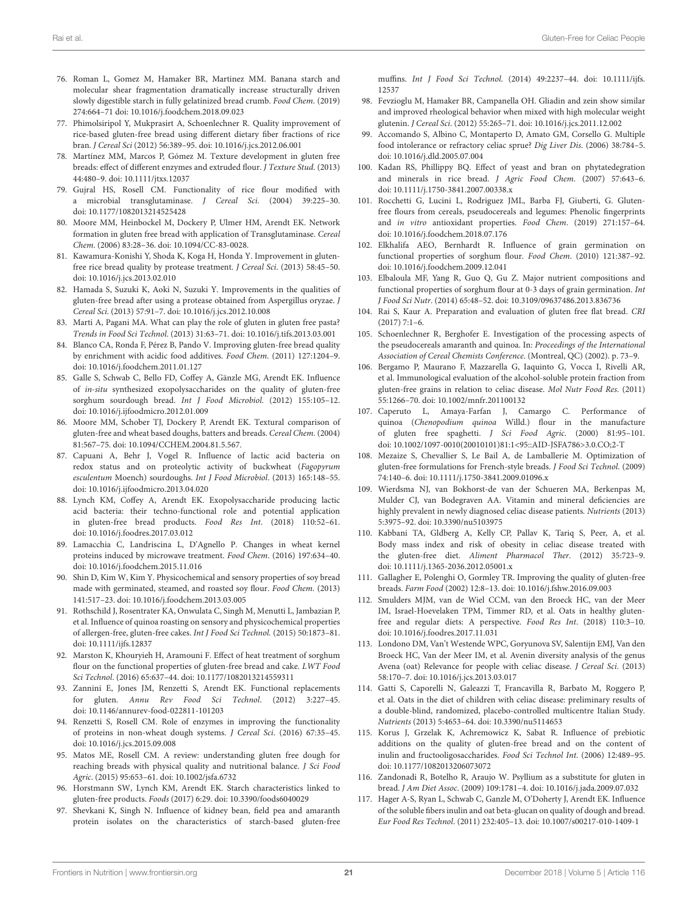76. Roman L, Gomez M, Hamaker BR, Martinez MM. Banana starch and molecular shear fragmentation dramatically increase structurally driven slowly digestible starch in fully gelatinized bread crumb. *Food Chem.* (2019) 274:664–71 doi: 10.1016/j.foodchem.2018.09.023

77. Phimolsiripol Y, Mukprasirt A, Schoenlechner R. Quality improvement of rice-based gluten-free bread using different dietary fiber fractions of rice bran. *J Cereal Sci* (2012) 56:389–95. doi: 10.1016/j.jcs.2012.06.001

78. Martínez MM, Marcos P, Gómez M. Texture development in gluten free breads: effect of different enzymes and extruded flour. *J Texture Stud*. (2013) 44:480–9. doi: 10.1111/jtxs.12037

79. Gujral HS, Rosell CM. Functionality of rice flour modified with a microbial transglutaminase. *J Cereal Sci.* (2004) 39:225–30. doi: 10.1177/1082013214525428

80. Moore MM, Heinbockel M, Dockery P, Ulmer HM, Arendt EK. Network formation in gluten free bread with application of Transglutaminase. *Cereal Chem*. (2006) 83:28–36. doi: 10.1094/CC-83-0028.

81. Kawamura-Konishi Y, Shoda K, Koga H, Honda Y. Improvement in gluten-free rice bread quality by protease treatment. *J Cereal Sci*. (2013) 58:45–50. doi: 10.1016/j.jcs.2013.02.010

82. Hamada S, Suzuki K, Aoki N, Suzuki Y. Improvements in the qualities of gluten-free bread after using a protease obtained from Aspergillus oryzae. *J Cereal Sci*. (2013) 57:91–7. doi: 10.1016/j.jcs.2012.10.008

83. Marti A, Pagani MA. What can play the role of gluten in gluten free pasta? *Trends in Food Sci Technol*. (2013) 31:63–71. doi: 10.1016/j.tifs.2013.03.001

84. Blanco CA, Ronda F, Pérez B, Pando V. Improving gluten-free bread quality by enrichment with acidic food additives. *Food Chem*. (2011) 127:1204–9. doi: 10.1016/j.foodchem.2011.01.127

85. Galle S, Schwab C, Bello FD, Coffey A, Gänzle MG, Arendt EK. Influence of *in-situ* synthesized exopolysaccharides on the quality of gluten-free sorghum sourdough bread. *Int J Food Microbiol.* (2012) 155:105–12. doi: 10.1016/j.ijfoodmicro.2012.01.009

86. Moore MM, Schober TJ, Dockery P, Arendt EK. Textural comparison of gluten-free and wheat based doughs, batters and breads. *Cereal Chem*. (2004) 81:567–75. doi: 10.1094/CCHEM.2004.81.5.567.

87. Capuani A, Behr J, Vogel R. Influence of lactic acid bacteria on redox status and on proteolytic activity of buckwheat (*Fagopyrum esculentum* Moench) sourdoughs. *Int J Food Microbiol*. (2013) 165:148–55. doi: 10.1016/j.ijfoodmicro.2013.04.020

88. Lynch KM, Coffey A, Arendt EK. Exopolysaccharide producing lactic acid bacteria: their techno-functional role and potential application in gluten-free bread products. *Food Res Int*. (2018) 110:52–61. doi: 10.1016/j.foodres.2017.03.012

89. Lamacchia C, Landriscina L, D'Agnello P. Changes in wheat kernel proteins induced by microwave treatment. *Food Chem*. (2016) 197:634–40. doi: 10.1016/j.foodchem.2015.11.016

90. Shin D, Kim W, Kim Y. Physicochemical and sensory properties of soy bread made with germinated, steamed, and roasted soy flour. *Food Chem*. (2013) 141:517–23. doi: 10.1016/j.foodchem.2013.03.005

91. Rothschild J, Rosentrater KA, Onwulata C, Singh M, Menutti L, Jambazian P, et al. Influence of quinoa roasting on sensory and physicochemical properties of allergen-free, gluten-free cakes. *Int J Food Sci Technol.* (2015) 50:1873–81. doi: 10.1111/ijfs.12837

92. Marston K, Khouryieh H, Aramouni F. Effect of heat treatment of sorghum flour on the functional properties of gluten-free bread and cake. *LWT Food Sci Technol*. (2016) 65:637–44. doi: 10.1177/1082013214559311

93. Zannini E, Jones JM, Renzetti S, Arendt EK. Functional replacements for gluten. *Annu Rev Food Sci Technol*. (2012) 3:227–45. doi: 10.1146/annurev-food-022811-101203

94. Renzetti S, Rosell CM. Role of enzymes in improving the functionality of proteins in non-wheat dough systems. *J Cereal Sci*. (2016) 67:35–45. doi: 10.1016/j.jcs.2015.09.008

95. Matos ME, Rosell CM. A review: understanding gluten free dough for reaching breads with physical quality and nutritional balance. *J Sci Food Agric*. (2015) 95:653–61. doi: 10.1002/jsfa.6732

96. Horstmann SW, Lynch KM, Arendt EK. Starch characteristics linked to gluten-free products. *Foods* (2017) 6:29. doi: 10.3390/foods6040029

97. Shevkani K, Singh N. Influence of kidney bean, field pea and amaranth protein isolates on the characteristics of starch-based gluten-free muffins. *Int J Food Sci Technol*. (2014) 49:2237–44. doi: 10.1111/ijfs.12537

98. Fevzioglu M, Hamaker BR, Campanella OH. Gliadin and zein show similar and improved rheological behavior when mixed with high molecular weight glutenin. *J Cereal Sci*. (2012) 55:265–71. doi: 10.1016/j.jcs.2011.12.002

99. Accomando S, Albino C, Montaperto D, Amato GM, Corsello G. Multiple food intolerance or refractory celiac sprue? *Dig Liver Dis*. (2006) 38:784–5. doi: 10.1016/j.dld.2005.07.004

100. Kadan RS, Phillippy BQ. Effect of yeast and bran on phytatedegration and minerals in rice bread. *J Agric Food Chem*. (2007) 57:643–6. doi: 10.1111/j.1750-3841.2007.00338.x

101. Rocchetti G, Lucini L, Rodriguez JML, Barba FJ, Giuberti, G. Gluten-free flours from cereals, pseudocereals and legumes: Phenolic fingerprints and *in vitro* antioxidant properties. *Food Chem*. (2019) 271:157–64. doi: 10.1016/j.foodchem.2018.07.176

102. Elkhalifa AEO, Bernhardt R. Influence of grain germination on functional properties of sorghum flour. *Food Chem*. (2010) 121:387–92. doi: 10.1016/j.foodchem.2009.12.041

103. Elbaloula MF, Yang R, Guo Q, Gu Z. Major nutrient compositions and functional properties of sorghum flour at 0-3 days of grain germination. *Int J Food Sci Nutr*. (2014) 65:48–52. doi: 10.3109/09637486.2013.836736

104. Rai S, Kaur A. Preparation and evaluation of gluten free flat bread. *CRI* (2017) 7:1–6.

105. Schoenlechner R, Berghofer E. Investigation of the processing aspects of the pseudocereals amaranth and quinoa. In: *Proceedings of the International Association of Cereal Chemists Conference*. (Montreal, QC) (2002). p. 73–9.

106. Bergamo P, Maurano F, Mazzarella G, Iaquinto G, Vocca I, Rivelli AR, et al. Immunological evaluation of the alcohol-soluble protein fraction from gluten-free grains in relation to celiac disease. *Mol Nutr Food Res*. (2011) 55:1266–70. doi: 10.1002/mnfr.201100132

107. Caperuto L, Amaya-Farfan J, Camargo C. Performance of quinoa (*Chenopodium quinoa* Willd.) flour in the manufacture of gluten free spaghetti. *J Sci Food Agric*. (2000) 81:95–101. doi: 10.1002/1097-0010(20010101)81:1<95::AID-JSFA786>3.0.CO;2-T

108. Mezaize S, Chevallier S, Le Bail A, de Lamballerie M. Optimization of gluten-free formulations for French-style breads. *J Food Sci Technol*. (2009) 74:140–6. doi: 10.1111/j.1750-3841.2009.01096.x

109. Wierdsma NJ, van Bokhorst-de van der Schueren MA, Berkenpas M, Mulder CJ, van Bodegraven AA. Vitamin and mineral deficiencies are highly prevalent in newly diagnosed celiac disease patients. *Nutrients* (2013) 5:3975–92. doi: 10.3390/nu5103975

110. Kabbani TA, Gldberg A, Kelly CP, Pallav K, Tariq S, Peer, A, et al. Body mass index and risk of obesity in celiac disease treated with the gluten-free diet. *Aliment Pharmacol Ther*. (2012) 35:723–9. doi: 10.1111/j.1365-2036.2012.05001.x

111. Gallagher E, Polenghi O, Gormley TR. Improving the quality of gluten-free breads. *Farm Food* (2002) 12:8–13. doi: 10.1016/j.fshw.2016.09.003

112. Smulders MJM, van de Wiel CCM, van den Broeck HC, van der Meer IM, Israel-Hoevelaken TPM, Timmer RD, et al. Oats in healthy gluten-free and regular diets: A perspective. *Food Res Int*. (2018) 110:3–10. doi: 10.1016/j.foodres.2017.11.031

113. Londono DM, Van't Westende WPC, Goryunova SV, Salentijn EMJ, Van den Broeck HC, Van der Meer IM, et al. Avenin diversity analysis of the genus Avena (oat) Relevance for people with celiac disease. *J Cereal Sci*. (2013) 58:170–7. doi: 10.1016/j.jcs.2013.03.017

114. Gatti S, Caporelli N, Galeazzi T, Francavilla R, Barbato M, Roggero P, et al. Oats in the diet of children with celiac disease: preliminary results of a double-blind, randomized, placebo-controlled multicentre Italian Study. *Nutrients* (2013) 5:4653–64. doi: 10.3390/nu5114653

115. Korus J, Grzelak K, Achremowicz K, Sabat R. Influence of prebiotic additions on the quality of gluten-free bread and on the content of inulin and fructooligosaccharides. *Food Sci Technol Int*. (2006) 12:489–95. doi: 10.1177/1082013206073072

116. Zandonadi R, Botelho R, Araujo W. Psyllium as a substitute for gluten in bread. *J Am Diet Assoc*. (2009) 109:1781–4. doi: 10.1016/j.jada.2009.07.032

117. Hager A-S, Ryan L, Schwab C, Ganzle M, O'Doherty J, Arendt EK. Influence of the soluble fibers inulin and oat beta-glucan on quality of dough and bread. *Eur Food Res Technol*. (2011) 232:405–13. doi: 10.1007/s00217-010-1409-1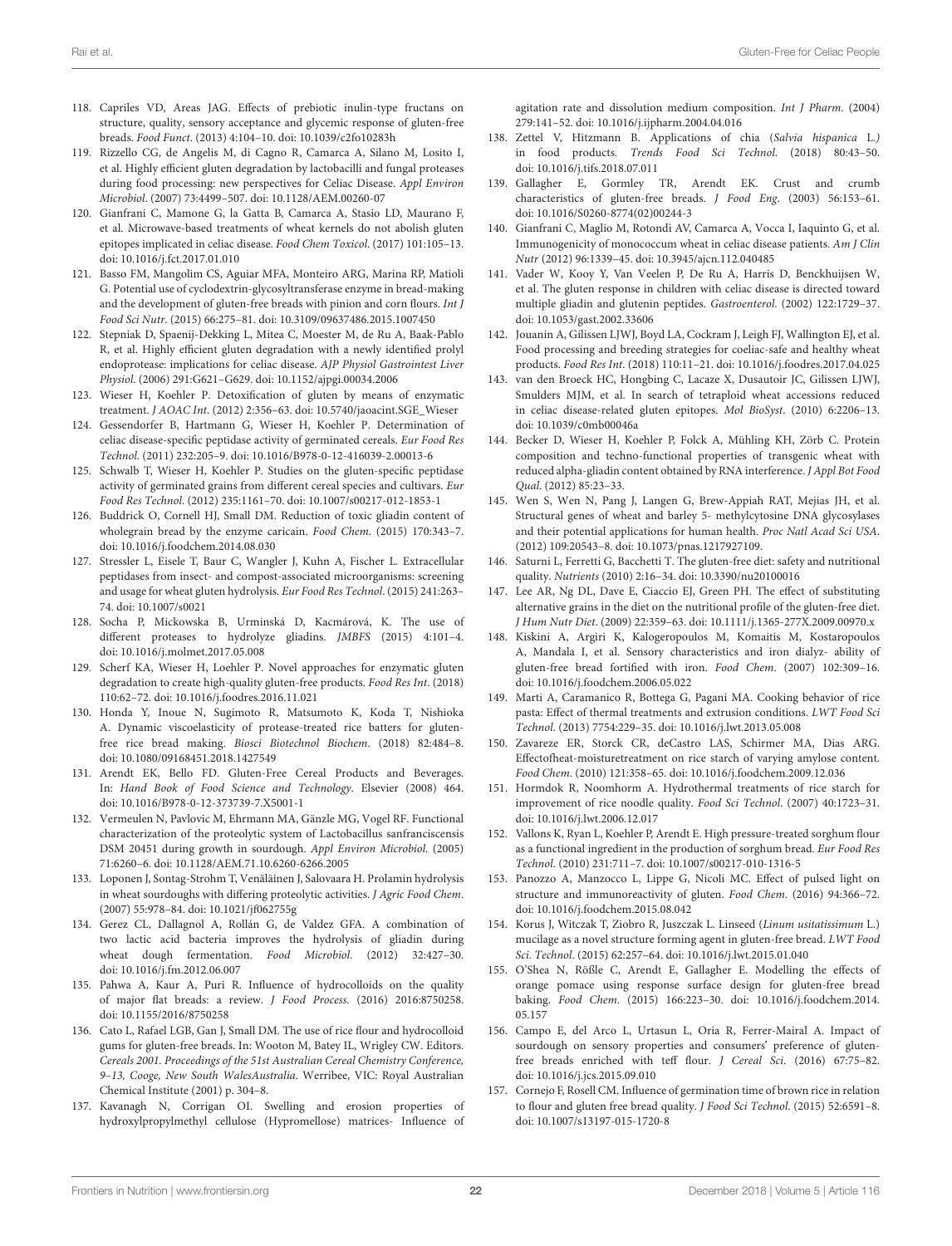118. Capriles VD, Areas JAG. Effects of prebiotic inulin-type fructans on structure, quality, sensory acceptance and glycemic response of gluten-free breads. *Food Funct*. (2013) 4:104–10. doi: 10.1039/c2fo10283h

119. Rizzello CG, de Angelis M, di Cagno R, Camarca A, Silano M, Losito I, et al. Highly efficient gluten degradation by lactobacilli and fungal proteases during food processing: new perspectives for Celiac Disease. *Appl Environ Microbiol*. (2007) 73:4499–507. doi: 10.1128/AEM.00260-07

120. Gianfrani C, Mamone G, la Gatta B, Camarca A, Stasio LD, Maurano F, et al. Microwave-based treatments of wheat kernels do not abolish gluten epitopes implicated in celiac disease. *Food Chem Toxicol*. (2017) 101:105–13. doi: 10.1016/j.fct.2017.01.010

121. Basso FM, Mangolim CS, Aguiar MFA, Monteiro ARG, Marina RP, Matioli G. Potential use of cyclodextrin-glycosyltransferase enzyme in bread-making and the development of gluten-free breads with pinion and corn flours. *Int J Food Sci Nutr*. (2015) 66:275–81. doi: 10.3109/09637486.2015.1007450

122. Stepniak D, Spaenij-Dekking L, Mitea C, Moester M, de Ru A, Baak-Pablo R, et al. Highly efficient gluten degradation with a newly identified prolyl endoprotease: implications for celiac disease. *AJP Physiol Gastrointest Liver Physiol*. (2006) 291:G621–G629. doi: 10.1152/ajpgi.00034.2006

123. Wieser H, Koehler P. Detoxification of gluten by means of enzymatic treatment. *J AOAC Int*. (2012) 2:356–63. doi: 10.5740/jaoacint.SGE_Wieser

124. Gessendorfer B, Hartmann G, Wieser H, Koehler P. Determination of celiac disease-specific peptidase activity of germinated cereals. *Eur Food Res Technol*. (2011) 232:205–9. doi: 10.1016/B978-0-12-416039-2.00013-6

125. Schwalb T, Wieser H, Koehler P. Studies on the gluten-specific peptidase activity of germinated grains from different cereal species and cultivars. *Eur Food Res Technol*. (2012) 235:1161–70. doi: 10.1007/s00217-012-1853-1

126. Buddrick O, Cornell HJ, Small DM. Reduction of toxic gliadin content of wholegrain bread by the enzyme caricain. *Food Chem*. (2015) 170:343–7. doi: 10.1016/j.foodchem.2014.08.030

127. Stressler L, Eisele T, Baur C, Wangler J, Kuhn A, Fischer L. Extracellular peptidases from insect- and compost-associated microorganisms: screening and usage for wheat gluten hydrolysis. *Eur Food Res Technol*. (2015) 241:263–74. doi: 10.1007/s0021

128. Socha P, Mickowska B, Urminská D, Kacmárová, K. The use of different proteases to hydrolyze gliadins. *JMBFS* (2015) 4:101–4. doi: 10.1016/j.molmet.2017.05.008

129. Scherf KA, Wieser H, Loehler P. Novel approaches for enzymatic gluten degradation to create high-quality gluten-free products. *Food Res Int*. (2018) 110:62–72. doi: 10.1016/j.foodres.2016.11.021

130. Honda Y, Inoue N, Sugimoto R, Matsumoto K, Koda T, Nishioka A. Dynamic viscoelasticity of protease-treated rice batters for gluten-free rice bread making. *Biosci Biotechnol Biochem*. (2018) 82:484–8. doi: 10.1080/09168451.2018.1427549

131. Arendt EK, Bello FD. Gluten-Free Cereal Products and Beverages. In: *Hand Book of Food Science and Technology*. Elsevier (2008) 464. doi: 10.1016/B978-0-12-373739-7.X5001-1

132. Vermeulen N, Pavlovic M, Ehrmann MA, Gänzle MG, Vogel RF. Functional characterization of the proteolytic system of Lactobacillus sanfranciscensis DSM 20451 during growth in sourdough. *Appl Environ Microbiol*. (2005) 71:6260–6. doi: 10.1128/AEM.71.10.6260-6266.2005

133. Loponen J, Sontag-Strohm T, Venäläinen J, Salovaara H. Prolamin hydrolysis in wheat sourdoughs with differing proteolytic activities. *J Agric Food Chem*. (2007) 55:978–84. doi: 10.1021/jf062755g

134. Gerez CL, Dallagnol A, Rollán G, de Valdez GFA. A combination of two lactic acid bacteria improves the hydrolysis of gliadin during wheat dough fermentation. *Food Microbiol*. (2012) 32:427–30. doi: 10.1016/j.fm.2012.06.007

135. Pahwa A, Kaur A, Puri R. Influence of hydrocolloids on the quality of major flat breads: a review. *J Food Process*. (2016) 2016:8750258. doi: 10.1155/2016/8750258

136. Cato L, Rafael LGB, Gan J, Small DM. The use of rice flour and hydrocolloid gums for gluten-free breads. In: Wooton M, Batey IL, Wrigley CW. Editors. *Cereals 2001. Proceedings of the 51st Australian Cereal Chemistry Conference, 9–13, Cooge, New South WalesAustralia*. Werribee, VIC: Royal Australian Chemical Institute (2001) p. 304–8.

137. Kavanagh N, Corrigan OI. Swelling and erosion properties of hydroxylpropylmethyl cellulose (Hypromellose) matrices- Influence of agitation rate and dissolution medium composition. *Int J Pharm*. (2004) 279:141–52. doi: 10.1016/j.ijpharm.2004.04.016

138. Zettel V, Hitzmann B. Applications of chia (*Salvia hispanica* L.) in food products. *Trends Food Sci Technol*. (2018) 80:43–50. doi: 10.1016/j.tifs.2018.07.011

139. Gallagher E, Gormley TR, Arendt EK. Crust and crumb characteristics of gluten-free breads. *J Food Eng*. (2003) 56:153–61. doi: 10.1016/S0260-8774(02)00244-3

140. Gianfrani C, Maglio M, Rotondi AV, Camarca A, Vocca I, Iaquinto G, et al. Immunogenicity of monococcum wheat in celiac disease patients. *Am J Clin Nutr* (2012) 96:1339–45. doi: 10.3945/ajcn.112.040485

141. Vader W, Kooy Y, Van Veelen P, De Ru A, Harris D, Benckhuijsen W, et al. The gluten response in children with celiac disease is directed toward multiple gliadin and glutenin peptides. *Gastroenterol*. (2002) 122:1729–37. doi: 10.1053/gast.2002.33606

142. Jouanin A, Gilissen LJWJ, Boyd LA, Cockram J, Leigh FJ, Wallington EJ, et al. Food processing and breeding strategies for coeliac-safe and healthy wheat products. *Food Res Int*. (2018) 110:11–21. doi: 10.1016/j.foodres.2017.04.025

143. van den Broeck HC, Hongbing C, Lacaze X, Dusautoir JC, Gilissen LJWJ, Smulders MJM, et al. In search of tetraploid wheat accessions reduced in celiac disease-related gluten epitopes. *Mol BioSyst*. (2010) 6:2206–13. doi: 10.1039/c0mb00046a

144. Becker D, Wieser H, Koehler P, Folck A, Mühling KH, Zörb C. Protein composition and techno-functional properties of transgenic wheat with reduced alpha-gliadin content obtained by RNA interference. *J Appl Bot Food Qual*. (2012) 85:23–33.

145. Wen S, Wen N, Pang J, Langen G, Brew-Appiah RAT, Mejias JH, et al. Structural genes of wheat and barley 5- methylcytosine DNA glycosylases and their potential applications for human health. *Proc Natl Acad Sci USA*. (2012) 109:20543–8. doi: 10.1073/pnas.1217927109.

146. Saturni L, Ferretti G, Bacchetti T. The gluten-free diet: safety and nutritional quality. *Nutrients* (2010) 2:16–34. doi: 10.3390/nu20100016

147. Lee AR, Ng DL, Dave E, Ciaccio EJ, Green PH. The effect of substituting alternative grains in the diet on the nutritional profile of the gluten-free diet. *J Hum Nutr Diet*. (2009) 22:359–63. doi: 10.1111/j.1365-277X.2009.00970.x

148. Kiskini A, Argiri K, Kalogeropoulos M, Komaitis M, Kostaropoulos A, Mandala I, et al. Sensory characteristics and iron dialyz- ability of gluten-free bread fortified with iron. *Food Chem*. (2007) 102:309–16. doi: 10.1016/j.foodchem.2006.05.022

149. Marti A, Caramanico R, Bottega G, Pagani MA. Cooking behavior of rice pasta: Effect of thermal treatments and extrusion conditions. *LWT Food Sci Technol*. (2013) 7754:229–35. doi: 10.1016/j.lwt.2013.05.008

150. Zavareze ER, Storck CR, deCastro LAS, Schirmer MA, Dias ARG. Effectofheat-moisturetreatment on rice starch of varying amylose content. *Food Chem*. (2010) 121:358–65. doi: 10.1016/j.foodchem.2009.12.036

151. Hormdok R, Noomhorm A. Hydrothermal treatments of rice starch for improvement of rice noodle quality. *Food Sci Technol*. (2007) 40:1723–31. doi: 10.1016/j.lwt.2006.12.017

152. Vallons K, Ryan L, Koehler P, Arendt E. High pressure-treated sorghum flour as a functional ingredient in the production of sorghum bread. *Eur Food Res Technol*. (2010) 231:711–7. doi: 10.1007/s00217-010-1316-5

153. Panozzo A, Manzocco L, Lippe G, Nicoli MC. Effect of pulsed light on structure and immunoreactivity of gluten. *Food Chem*. (2016) 94:366–72. doi: 10.1016/j.foodchem.2015.08.042

154. Korus J, Witczak T, Ziobro R, Juszczak L. Linseed (*Linum usitatissimum* L.) mucilage as a novel structure forming agent in gluten-free bread. *LWT Food Sci. Technol*. (2015) 62:257–64. doi: 10.1016/j.lwt.2015.01.040

155. O'Shea N, Rößle C, Arendt E, Gallagher E. Modelling the effects of orange pomace using response surface design for gluten-free bread baking. *Food Chem*. (2015) 166:223–30. doi: 10.1016/j.foodchem.2014.05.157

156. Campo E, del Arco L, Urtasun L, Oria R, Ferrer-Mairal A. Impact of sourdough on sensory properties and consumers' preference of gluten-free breads enriched with teff flour. *J Cereal Sci*. (2016) 67:75–82. doi: 10.1016/j.jcs.2015.09.010

157. Cornejo F, Rosell CM. Influence of germination time of brown rice in relation to flour and gluten free bread quality. *J Food Sci Technol*. (2015) 52:6591–8. doi: 10.1007/s13197-015-1720-8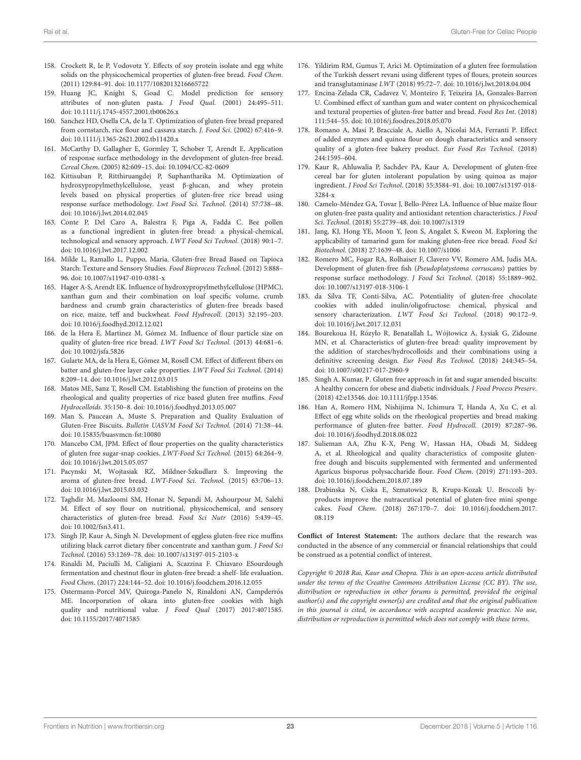158. Crockett R, Ie P, Vodovotz Y. Effects of soy protein isolate and egg white solids on the physicochemical properties of gluten-free bread. *Food Chem.* (2011) 129:84–91. doi: 10.1177/1082013216665722
159. Huang JC, Knight S, Goad C. Model prediction for sensory attributes of non-gluten pasta. *J Food Qual.* (2001) 24:495–511. doi: 10.1111/j.1745-4557.2001.tb00626.x
160. Sanchez HD, Osella CA, de la T. Optimization of gluten-free bread prepared from cornstarch, rice flour and cassava starch. *J. Food Sci.* (2002) 67:416–9. doi: 10.1111/j.1365-2621.2002.tb11420.x
161. McCarthy D, Gallagher E, Gormley T, Schober T, Arendt E. Application of response surface methodology in the development of gluten-free bread. *Cereal Chem.* (2005) 82:609–15. doi: 10.1094/CC-82-0609
162. Kittisuban P, Ritthiruangdej P, Suphantharika M. Optimization of hydroxypropylmethylcellulose, yeast β-glucan, and whey protein levels based on physical properties of gluten-free rice bread using response surface methodology. *Lwt Food Sci. Technol.* (2014) 57:738–48. doi: 10.1016/j.lwt.2014.02.045
163. Conte P, Del Caro A, Balestra F, Piga A, Fadda C. Bee pollen as a functional ingredient in gluten-free bread: a physical-chemical, technological and sensory approach. *LWT Food Sci Technol.* (2018) 90:1–7. doi: 10.1016/j.lwt.2017.12.002
164. Milde L, Ramallo L, Puppo, Maria. Gluten-free Bread Based on Tapioca Starch: Texture and Sensory Studies. *Food Bioprocess Technol.* (2012) 5:888–96. doi: 10.1007/s11947-010-0381-x
165. Hager A-S, Arendt EK. Influence of hydroxypropylmethylcellulose (HPMC), xanthan gum and their combination on loaf specific volume, crumb hardness and crumb grain characteristics of gluten-free breads based on rice, maize, teff and buckwheat. *Food Hydrocoll.* (2013) 32:195–203. doi: 10.1016/j.foodhyd.2012.12.021
166. de la Hera E, Martinez M, Gómez M. Influence of flour particle size on quality of gluten-free rice bread. *LWT Food Sci Technol.* (2013) 44:681–6. doi: 10.1002/jsfa.5826
167. Gularte MA, de la Hera E, Gómez M, Rosell CM. Effect of different fibers on batter and gluten-free layer cake properties. *LWT Food Sci Technol.* (2014) 8:209–14. doi: 10.1016/j.lwt.2012.03.015
168. Matos ME, Sanz T, Rosell CM. Establishing the function of proteins on the rheological and quality properties of rice based gluten free muffins. *Food Hydrocolloids.* 35:150–8. doi: 10.1016/j.foodhyd.2013.05.007
169. Man S, Paucean A, Muste S. Preparation and Quality Evaluation of Gluten-Free Biscuits. *Bulletin UASVM Food Sci Technol.* (2014) 71:38–44. doi: 10.15835/buasvmcn-fst:10080
170. Mancebo CM, JPM. Effect of flour properties on the quality characteristics of gluten free sugar-snap cookies. *LWT-Food Sci Technol.* (2015) 64:264–9. doi: 10.1016/j.lwt.2015.05.057
171. Pacynski M, Wojtasiak RZ, Mildner-Szkudlarz S. Improving the aroma of gluten-free bread. *LWT-Food Sci. Technol.* (2015) 63:706–13. doi: 10.1016/j.lwt.2015.03.032
172. Taghdir M, Mazloomi SM, Honar N, Sepandi M, Ashourpour M, Salehi M. Effect of soy flour on nutritional, physicochemical, and sensory characteristics of gluten-free bread. *Food Sci Nutr* (2016) 5:439–45. doi: 10.1002/fsn3.411.
173. Singh JP, Kaur A, Singh N. Development of eggless gluten-free rice muffins utilizing black carrot dietary fiber concentrate and xanthan gum. *J Food Sci Technol.* (2016) 53:1269–78. doi: 10.1007/s13197-015-2103-x
174. Rinaldi M, Paciulli M, Caligiani A, Scazzina F. Chiavaro ESourdough fermentation and chestnut flour in gluten-free bread: a shelf- life evaluation. *Food Chem.* (2017) 224:144–52. doi: 10.1016/j.foodchem.2016.12.055
175. Ostermann-Porcel MV, Quiroga-Panelo N, Rinaldoni AN, Campderrós ME. Incorporation of okara into gluten-free cookies with high quality and nutritional value. *J Food Qual* (2017) 2017:4071585. doi: 10.1155/2017/4071585
176. Yildirim RM, Gumus T, Arici M. Optimization of a gluten free formulation of the Turkish dessert revani using different types of flours, protein sources and transglutaminase *LWT* (2018) 95:72–7. doi: 10.1016/j.lwt.2018.04.004
177. Encina-Zelada CR, Cadavez V, Monteiro F, Teixeira JA, Gonzales-Barron U. Combined effect of xanthan gum and water content on physicochemical and textural properties of gluten-free batter and bread. *Food Res Int.* (2018) 111:544–55. doi: 10.1016/j.foodres.2018.05.070
178. Romano A, Masi P, Bracciale A, Aiello A, Nicolai MA, Ferranti P. Effect of added enzymes and quinoa flour on dough characteristics and sensory quality of a gluten-free bakery product. *Eur Food Res Technol.* (2018) 244:1595–604.
179. Kaur R, Ahluwalia P, Sachdev PA, Kaur A. Development of gluten-free cereal bar for gluten intolerant population by using quinoa as major ingredient. *J Food Sci Technol.* (2018) 55:3584–91. doi: 10.1007/s13197-018-3284-x
180. Camelo-Méndez GA, Tovar J, Bello-Pérez LA. Influence of blue maize flour on gluten-free pasta quality and antioxidant retention characteristics. *J Food Sci. Technol.* (2018) 55:2739–48. doi: 10.1007/s1319
181. Jang, KJ, Hong YE, Moon Y, Jeon S, Angalet S, Kweon M. Exploring the applicability of tamarind gum for making gluten-free rice bread. *Food Sci Biotechnol.* (2018) 27:1639–48. doi: 10.1007/s1006
182. Romero MC, Fogar RA, Rolhaiser F, Clavero VV, Romero AM, Judis MA. Development of gluten-free fish (*Pseudoplatystoma corruscans*) patties by response surface methodology. *J Food Sci Technol.* (2018) 55:1889–902. doi: 10.1007/s13197-018-3106-1
183. da Silva TF, Conti-Silva, AC. Potentiality of gluten-free chocolate cookies with added inulin/oligofructose: chemical, physical and sensory characterization. *LWT Food Sci Technol.* (2018) 90:172–9. doi: 10.1016/j.lwt.2017.12.031
184. Bourekoua H, Różyło R, Benatallah L, Wójtowicz A, Łysiak G, Zidoune MN, et al. Characteristics of gluten-free bread: quality improvement by the addition of starches/hydrocolloids and their combinations using a definitive screening design. *Eur Food Res Technol.* (2018) 244:345–54. doi: 10.1007/s00217-017-2960-9
185. Singh A. Kumar, P. Gluten free approach in fat and sugar amended biscuits: A healthy concern for obese and diabetic individuals. *J Food Process Preserv.* (2018) 42:e13546. doi: 10.1111/jfpp.13546.
186. Han A, Romero HM, Nishijima N, Ichimura T, Handa A, Xu C, et al. Effect of egg white solids on the rheological properties and bread making performance of gluten-free batter. *Food Hydrocoll.* (2019) 87:287–96. doi: 10.1016/j.foodhyd.2018.08.022
187. Sulieman AA, Zhu K-X, Peng W, Hassan HA, Obadi M, Siddeeg A, et al. Rheological and quality characteristics of composite gluten-free dough and biscuits supplemented with fermented and unfermented Agaricus bisporus polysaccharide flour. *Food Chem.* (2019) 271:193–203. doi: 10.1016/j.foodchem.2018.07.189
188. Drabinska N, Ciska E, Szmatowicz B, Krupa-Kozak U. Broccoli by-products improve the nutraceutical potential of gluten-free mini sponge cakes. *Food Chem.* (2018) 267:170–7. doi: 10.1016/j.foodchem.2017.08.119

**Conflict of Interest Statement:** The authors declare that the research was conducted in the absence of any commercial or financial relationships that could be construed as a potential conflict of interest.

*Copyright © 2018 Rai, Kaur and Chopra. This is an open-access article distributed under the terms of the Creative Commons Attribution License (CC BY). The use, distribution or reproduction in other forums is permitted, provided the original author(s) and the copyright owner(s) are credited and that the original publication in this journal is cited, in accordance with accepted academic practice. No use, distribution or reproduction is permitted which does not comply with these terms.*